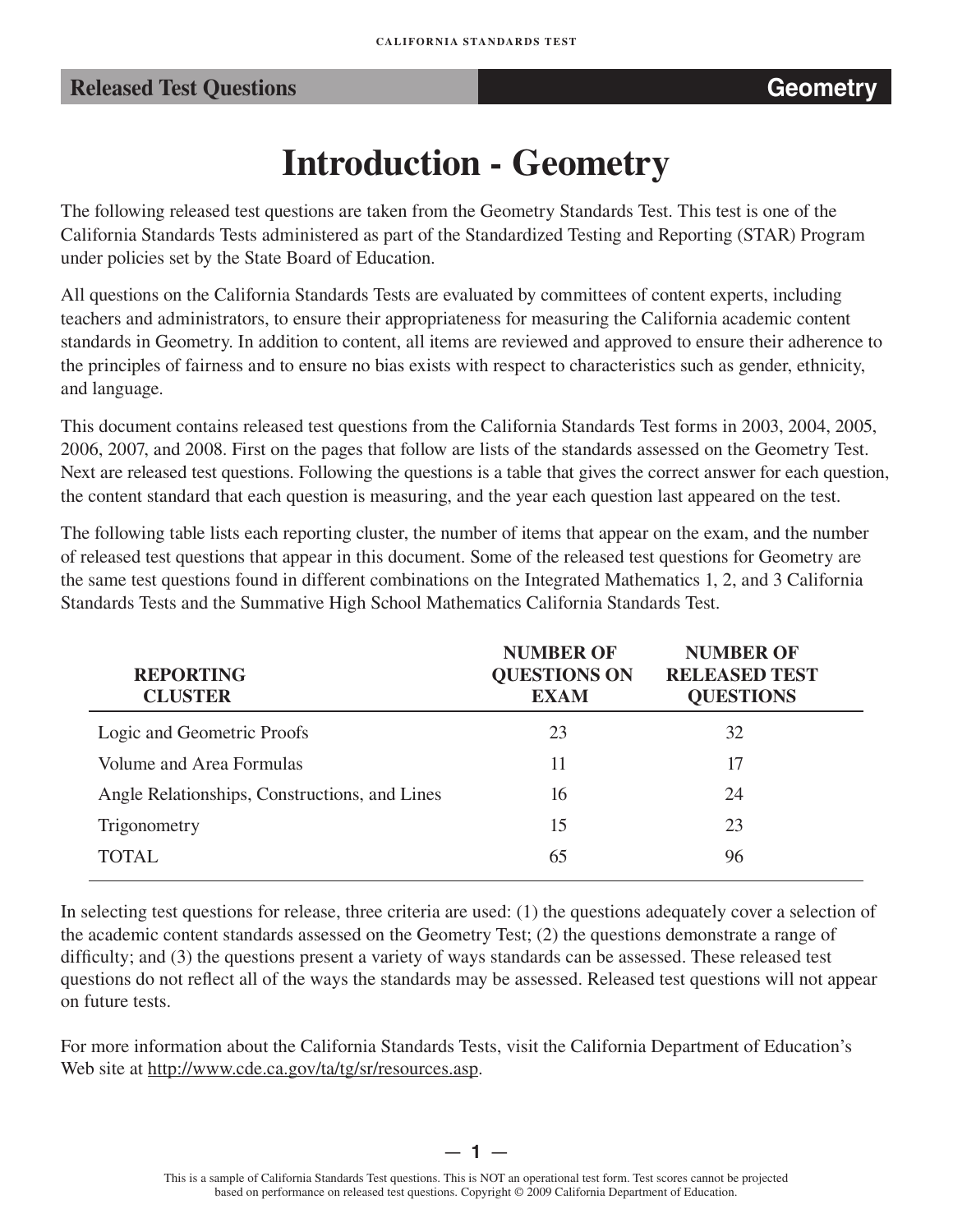# Introduction - Geometry

The following released test questions are taken from the Geometry Standards Test. This test is one of the California Standards Tests administered as part of the Standardized Testing and Reporting (STAR) Program under policies set by the State Board of Education.

All questions on the California Standards Tests are evaluated by committees of content experts, including teachers and administrators, to ensure their appropriateness for measuring the California academic content standards in Geometry. In addition to content, all items are reviewed and approved to ensure their adherence to the principles of fairness and to ensure no bias exists with respect to characteristics such as gender, ethnicity, and language.

This document contains released test questions from the California Standards Test forms in 2003, 2004, 2005, 2006, 2007, and 2008. First on the pages that follow are lists of the standards assessed on the Geometry Test. Next are released test questions. Following the questions is a table that gives the correct answer for each question, the content standard that each question is measuring, and the year each question last appeared on the test.

The following table lists each reporting cluster, the number of items that appear on the exam, and the number of released test questions that appear in this document. Some of the released test questions for Geometry are the same test questions found in different combinations on the Integrated Mathematics 1, 2, and 3 California Standards Tests and the Summative High School Mathematics California Standards Test.

| REPORTING CLUSTER | NUMBER OF QUESTIONS ON EXAM | NUMBER OF RELEASED TEST QUESTIONS |
|---|---|---|
| Logic and Geometric Proofs | 23 | 32 |
| Volume and Area Formulas | 11 | 17 |
| Angle Relationships, Constructions, and Lines | 16 | 24 |
| Trigonometry | 15 | 23 |
| TOTAL | 65 | 96 |

In selecting test questions for release, three criteria are used: (1) the questions adequately cover a selection of the academic content standards assessed on the Geometry Test; (2) the questions demonstrate a range of difficulty; and (3) the questions present a variety of ways standards can be assessed. These released test questions do not reflect all of the ways the standards may be assessed. Released test questions will not appear on future tests.

For more information about the California Standards Tests, visit the California Department of Education's Web site at http://www.cde.ca.gov/ta/tg/sr/resources.asp.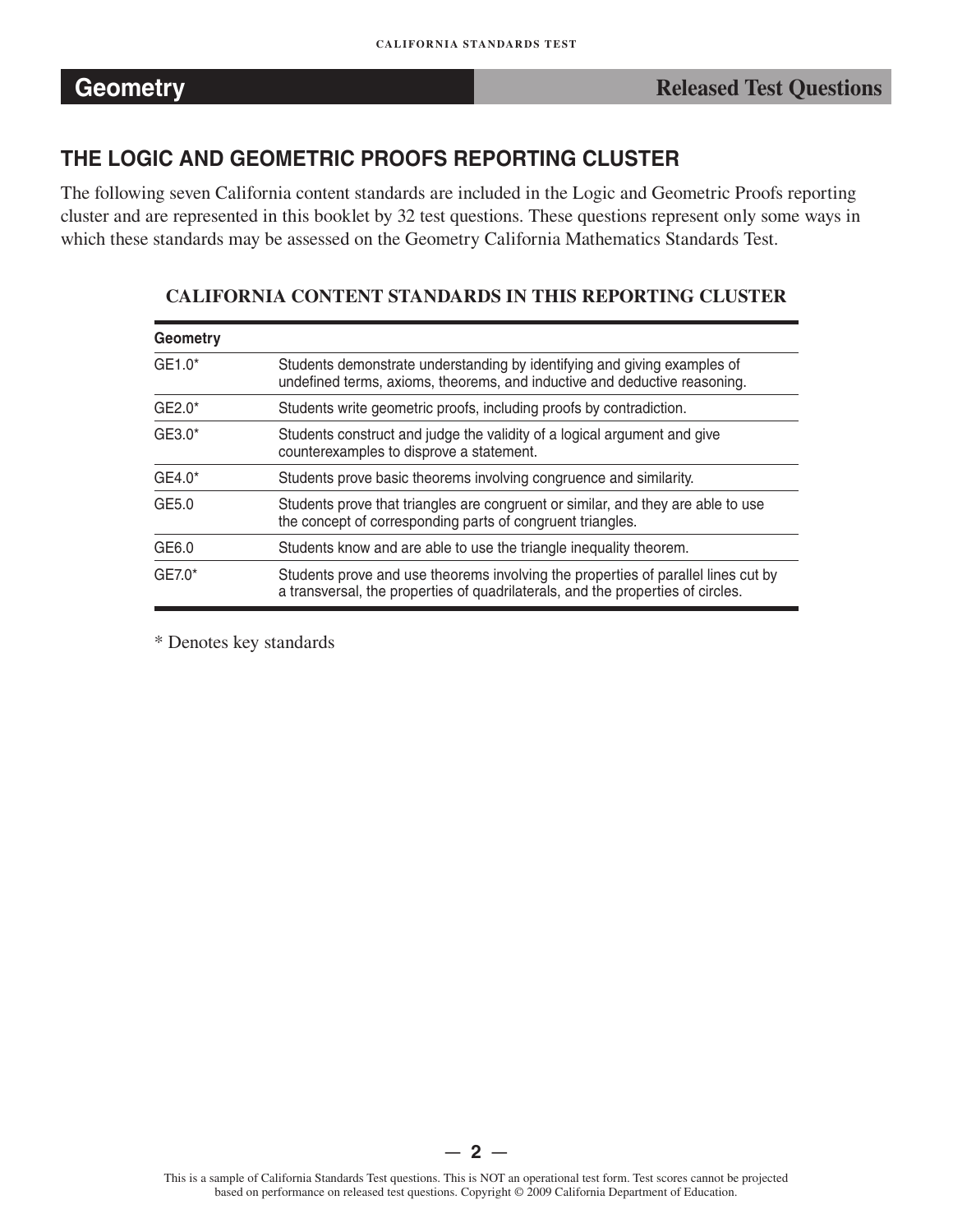## THE LOGIC AND GEOMETRIC PROOFS REPORTING CLUSTER

The following seven California content standards are included in the Logic and Geometric Proofs reporting cluster and are represented in this booklet by 32 test questions. These questions represent only some ways in which these standards may be assessed on the Geometry California Mathematics Standards Test.

**CALIFORNIA CONTENT STANDARDS IN THIS REPORTING CLUSTER**

| Geometry | |
|---|---|
| GE1.0* | Students demonstrate understanding by identifying and giving examples of undefined terms, axioms, theorems, and inductive and deductive reasoning. |
| GE2.0* | Students write geometric proofs, including proofs by contradiction. |
| GE3.0* | Students construct and judge the validity of a logical argument and give counterexamples to disprove a statement. |
| GE4.0* | Students prove basic theorems involving congruence and similarity. |
| GE5.0 | Students prove that triangles are congruent or similar, and they are able to use the concept of corresponding parts of congruent triangles. |
| GE6.0 | Students know and are able to use the triangle inequality theorem. |
| GE7.0* | Students prove and use theorems involving the properties of parallel lines cut by a transversal, the properties of quadrilaterals, and the properties of circles. |

* Denotes key standards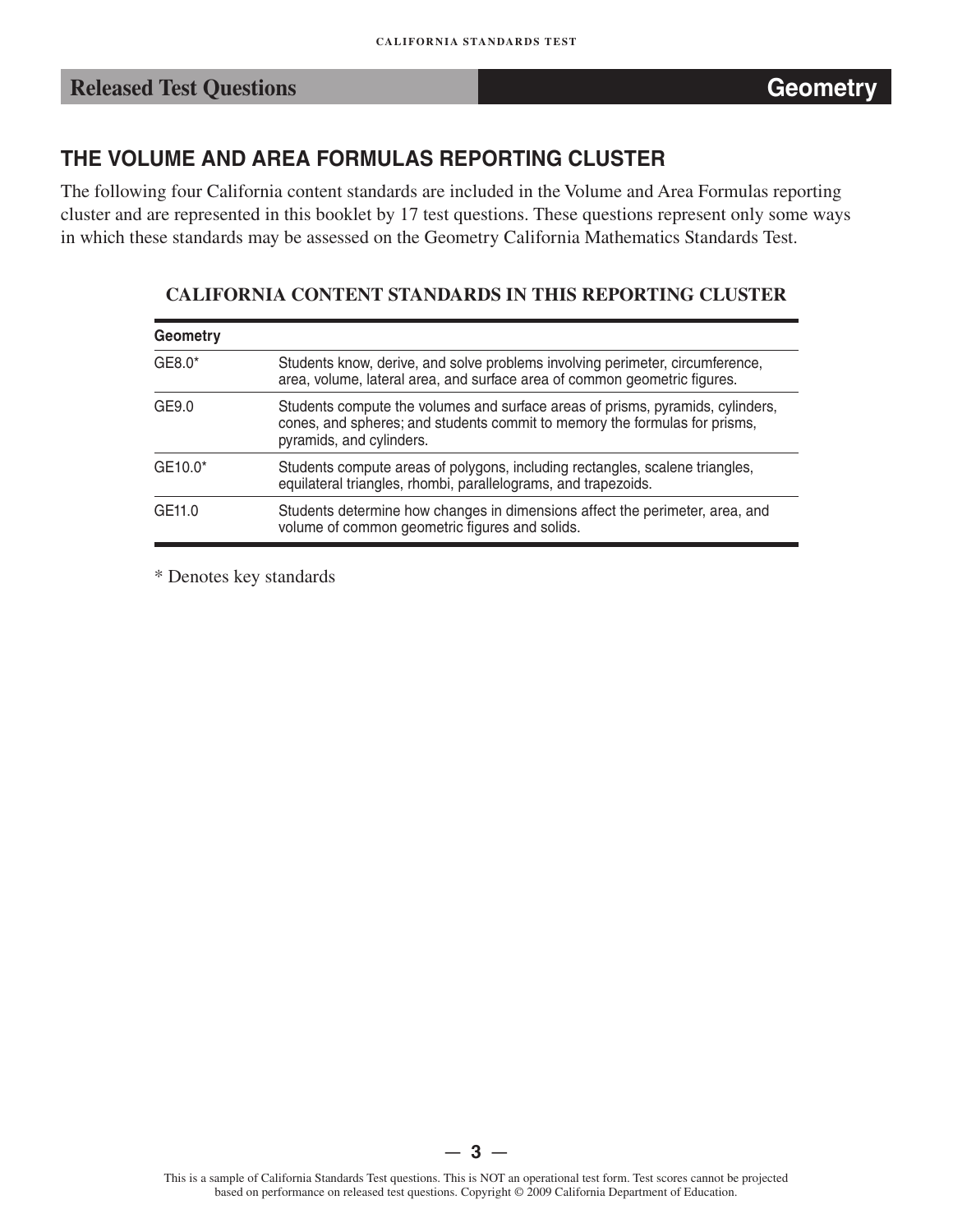## THE VOLUME AND AREA FORMULAS REPORTING CLUSTER

The following four California content standards are included in the Volume and Area Formulas reporting cluster and are represented in this booklet by 17 test questions. These questions represent only some ways in which these standards may be assessed on the Geometry California Mathematics Standards Test.

**CALIFORNIA CONTENT STANDARDS IN THIS REPORTING CLUSTER**

| Geometry | |
|---|---|
| GE8.0* | Students know, derive, and solve problems involving perimeter, circumference, area, volume, lateral area, and surface area of common geometric figures. |
| GE9.0 | Students compute the volumes and surface areas of prisms, pyramids, cylinders, cones, and spheres; and students commit to memory the formulas for prisms, pyramids, and cylinders. |
| GE10.0* | Students compute areas of polygons, including rectangles, scalene triangles, equilateral triangles, rhombi, parallelograms, and trapezoids. |
| GE11.0 | Students determine how changes in dimensions affect the perimeter, area, and volume of common geometric figures and solids. |

* Denotes key standards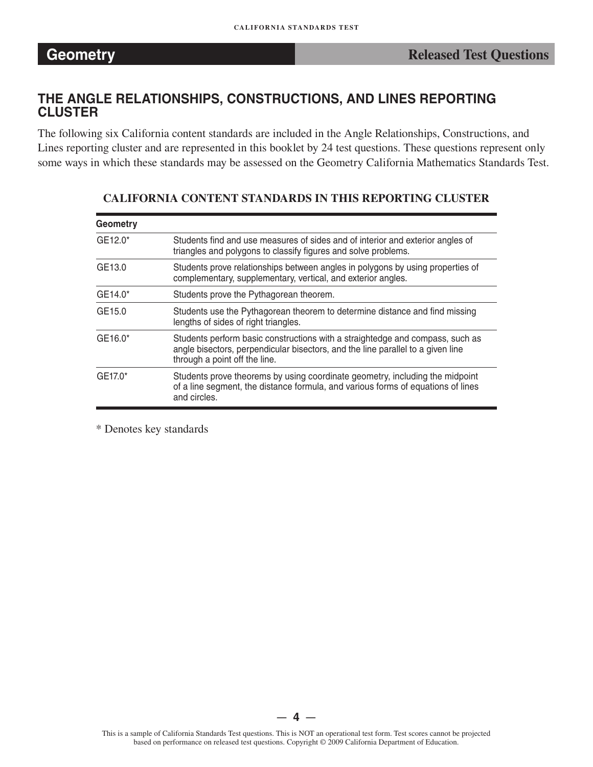## THE ANGLE RELATIONSHIPS, CONSTRUCTIONS, AND LINES REPORTING CLUSTER

The following six California content standards are included in the Angle Relationships, Constructions, and Lines reporting cluster and are represented in this booklet by 24 test questions. These questions represent only some ways in which these standards may be assessed on the Geometry California Mathematics Standards Test.

### CALIFORNIA CONTENT STANDARDS IN THIS REPORTING CLUSTER

| Geometry | |
|---|---|
| GE12.0* | Students find and use measures of sides and of interior and exterior angles of triangles and polygons to classify figures and solve problems. |
| GE13.0 | Students prove relationships between angles in polygons by using properties of complementary, supplementary, vertical, and exterior angles. |
| GE14.0* | Students prove the Pythagorean theorem. |
| GE15.0 | Students use the Pythagorean theorem to determine distance and find missing lengths of sides of right triangles. |
| GE16.0* | Students perform basic constructions with a straightedge and compass, such as angle bisectors, perpendicular bisectors, and the line parallel to a given line through a point off the line. |
| GE17.0* | Students prove theorems by using coordinate geometry, including the midpoint of a line segment, the distance formula, and various forms of equations of lines and circles. |

\* Denotes key standards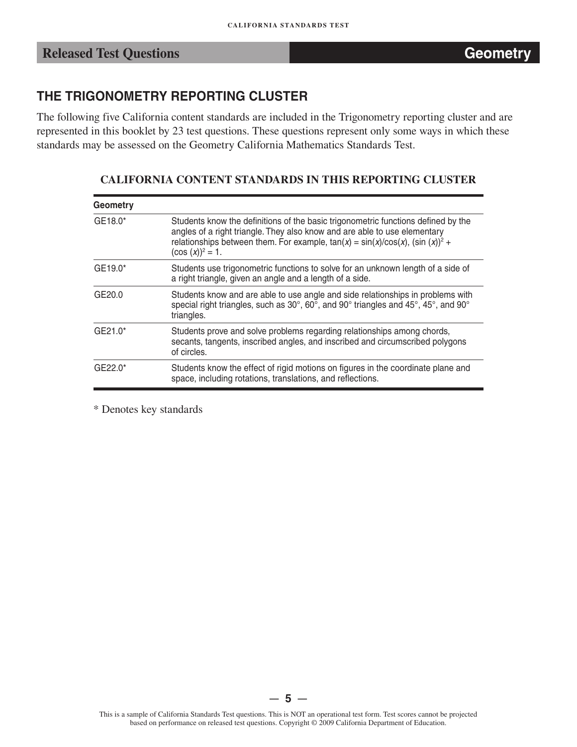## Released Test Questions — Geometry

## THE TRIGONOMETRY REPORTING CLUSTER

The following five California content standards are included in the Trigonometry reporting cluster and are represented in this booklet by 23 test questions. These questions represent only some ways in which these standards may be assessed on the Geometry California Mathematics Standards Test.

### CALIFORNIA CONTENT STANDARDS IN THIS REPORTING CLUSTER

| Geometry | |
|---|---|
| GE18.0* | Students know the definitions of the basic trigonometric functions defined by the angles of a right triangle. They also know and are able to use elementary relationships between them. For example, $\tan(x) = \sin(x)/\cos(x)$, $(\sin(x))^2 + (\cos(x))^2 = 1$. |
| GE19.0* | Students use trigonometric functions to solve for an unknown length of a side of a right triangle, given an angle and a length of a side. |
| GE20.0 | Students know and are able to use angle and side relationships in problems with special right triangles, such as 30°, 60°, and 90° triangles and 45°, 45°, and 90° triangles. |
| GE21.0* | Students prove and solve problems regarding relationships among chords, secants, tangents, inscribed angles, and inscribed and circumscribed polygons of circles. |
| GE22.0* | Students know the effect of rigid motions on figures in the coordinate plane and space, including rotations, translations, and reflections. |

* Denotes key standards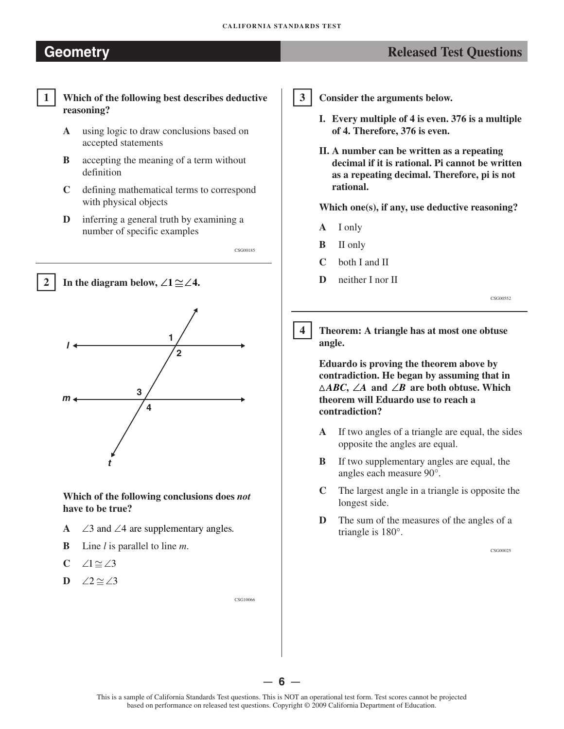## Geometry — Released Test Questions

**1** **Which of the following best describes deductive reasoning?**

- **A** using logic to draw conclusions based on accepted statements
- **B** accepting the meaning of a term without definition
- **C** defining mathematical terms to correspond with physical objects
- **D** inferring a general truth by examining a number of specific examples

CSG00185

---

**2** **In the diagram below, $\angle 1 \cong \angle 4$.**

**Which of the following conclusions does *not* have to be true?**

- **A** $\angle 3$ and $\angle 4$ are supplementary angles.
- **B** Line *l* is parallel to line *m*.
- **C** $\angle 1 \cong \angle 3$
- **D** $\angle 2 \cong \angle 3$

CSG10066

---

**3** **Consider the arguments below.**

**I. Every multiple of 4 is even. 376 is a multiple of 4. Therefore, 376 is even.**

**II. A number can be written as a repeating decimal if it is rational. Pi cannot be written as a repeating decimal. Therefore, pi is not rational.**

**Which one(s), if any, use deductive reasoning?**

- **A** I only
- **B** II only
- **C** both I and II
- **D** neither I nor II

CSG00552

---

**4** **Theorem: A triangle has at most one obtuse angle.**

**Eduardo is proving the theorem above by contradiction. He began by assuming that in $\triangle ABC$, $\angle A$ and $\angle B$ are both obtuse. Which theorem will Eduardo use to reach a contradiction?**

- **A** If two angles of a triangle are equal, the sides opposite the angles are equal.
- **B** If two supplementary angles are equal, the angles each measure 90°.
- **C** The largest angle in a triangle is opposite the longest side.
- **D** The sum of the measures of the angles of a triangle is 180°.

CSG00025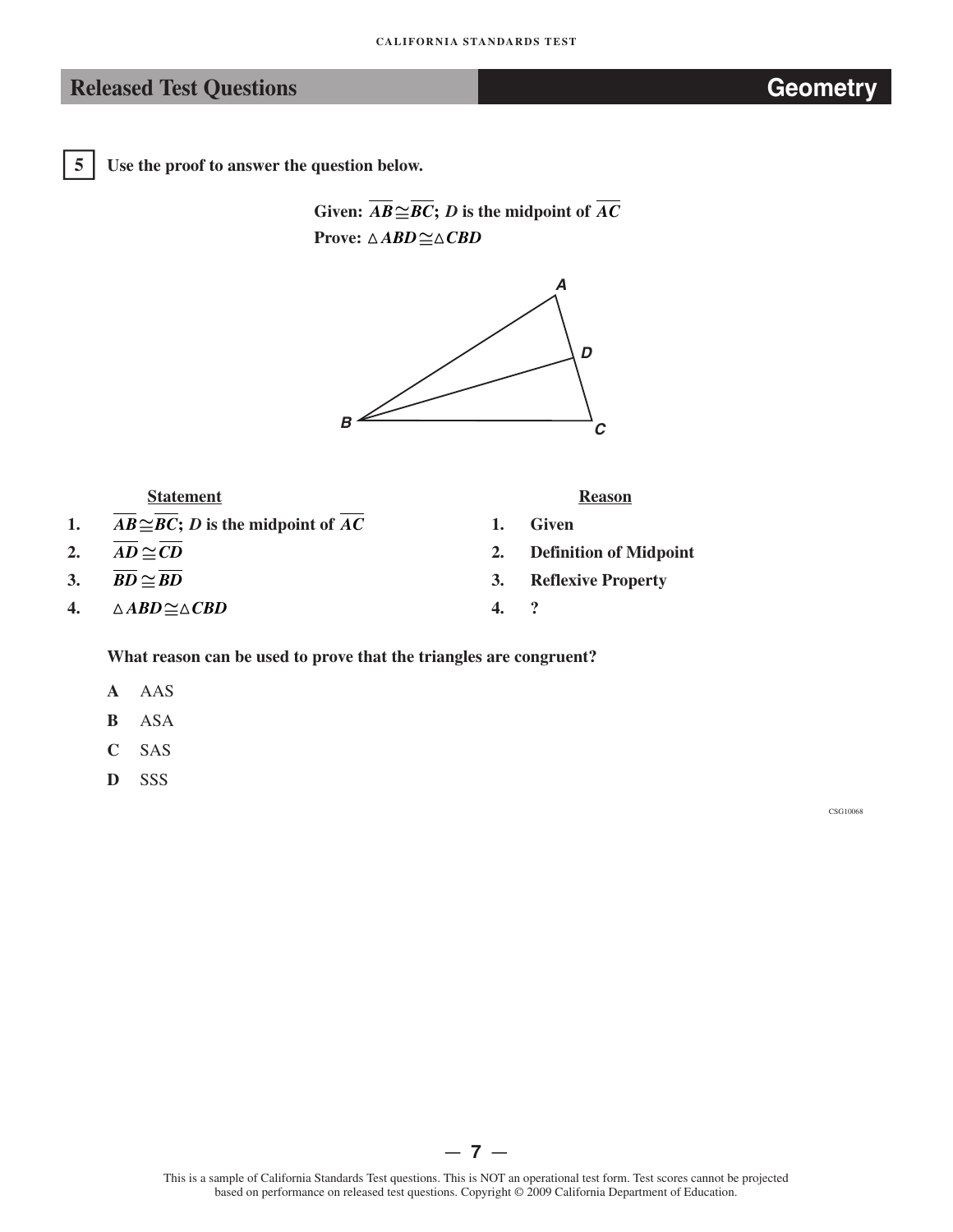## Released Test Questions — Geometry

**5** **Use the proof to answer the question below.**

**Given:** $\overline{AB} \cong \overline{BC}$; $D$ is the midpoint of $\overline{AC}$

**Prove:** $\triangle ABD \cong \triangle CBD$

| Statement | Reason |
|---|---|
| 1. $\overline{AB} \cong \overline{BC}$; $D$ is the midpoint of $\overline{AC}$ | 1. Given |
| 2. $\overline{AD} \cong \overline{CD}$ | 2. Definition of Midpoint |
| 3. $\overline{BD} \cong \overline{BD}$ | 3. Reflexive Property |
| 4. $\triangle ABD \cong \triangle CBD$ | 4. ? |

**What reason can be used to prove that the triangles are congruent?**

**A** AAS

**B** ASA

**C** SAS

**D** SSS

CSG10068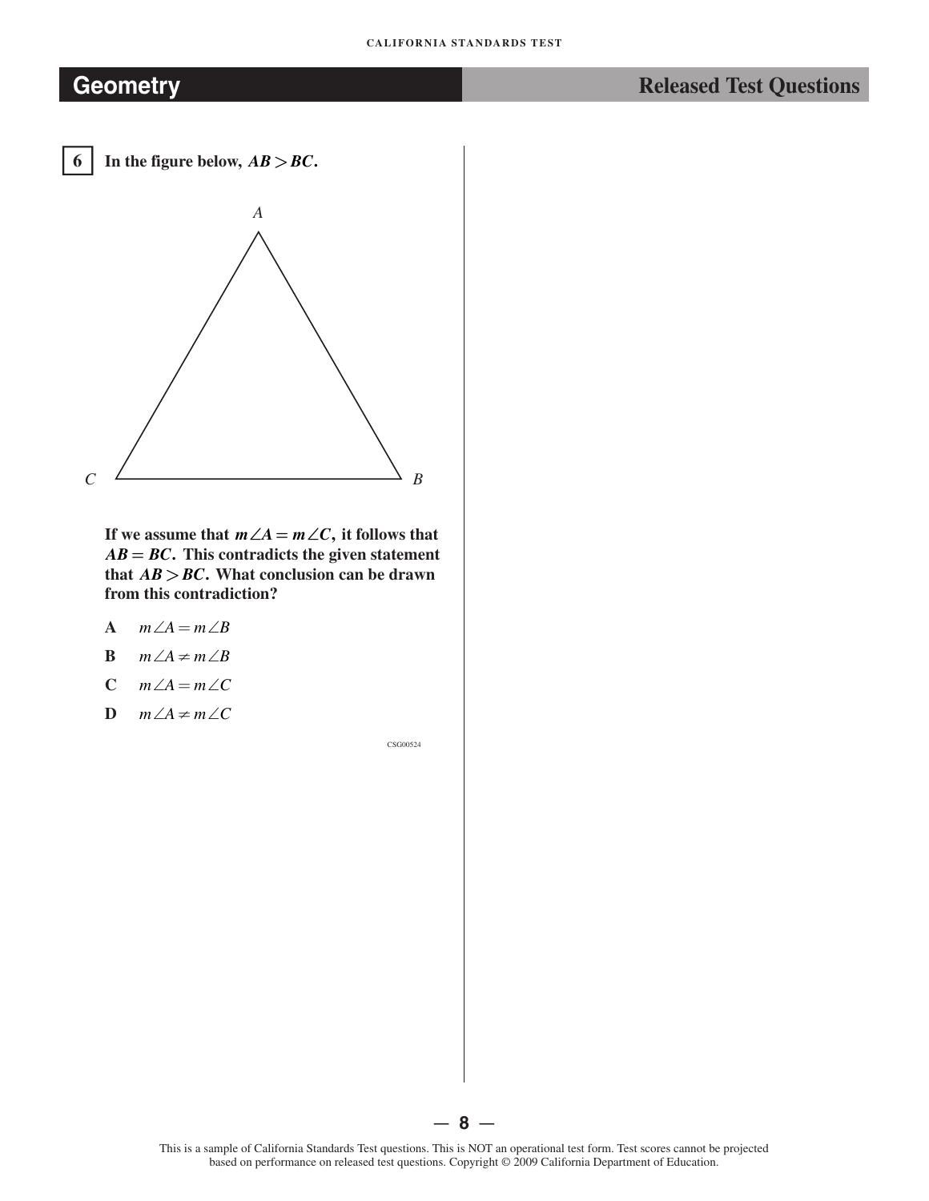**6** **In the figure below, $AB > BC$.**

A

C B

**If we assume that $m\angle A = m\angle C$, it follows that $AB = BC$. This contradicts the given statement that $AB > BC$. What conclusion can be drawn from this contradiction?**

**A** $m\angle A = m\angle B$

**B** $m\angle A \neq m\angle B$

**C** $m\angle A = m\angle C$

**D** $m\angle A \neq m\angle C$

CSG00524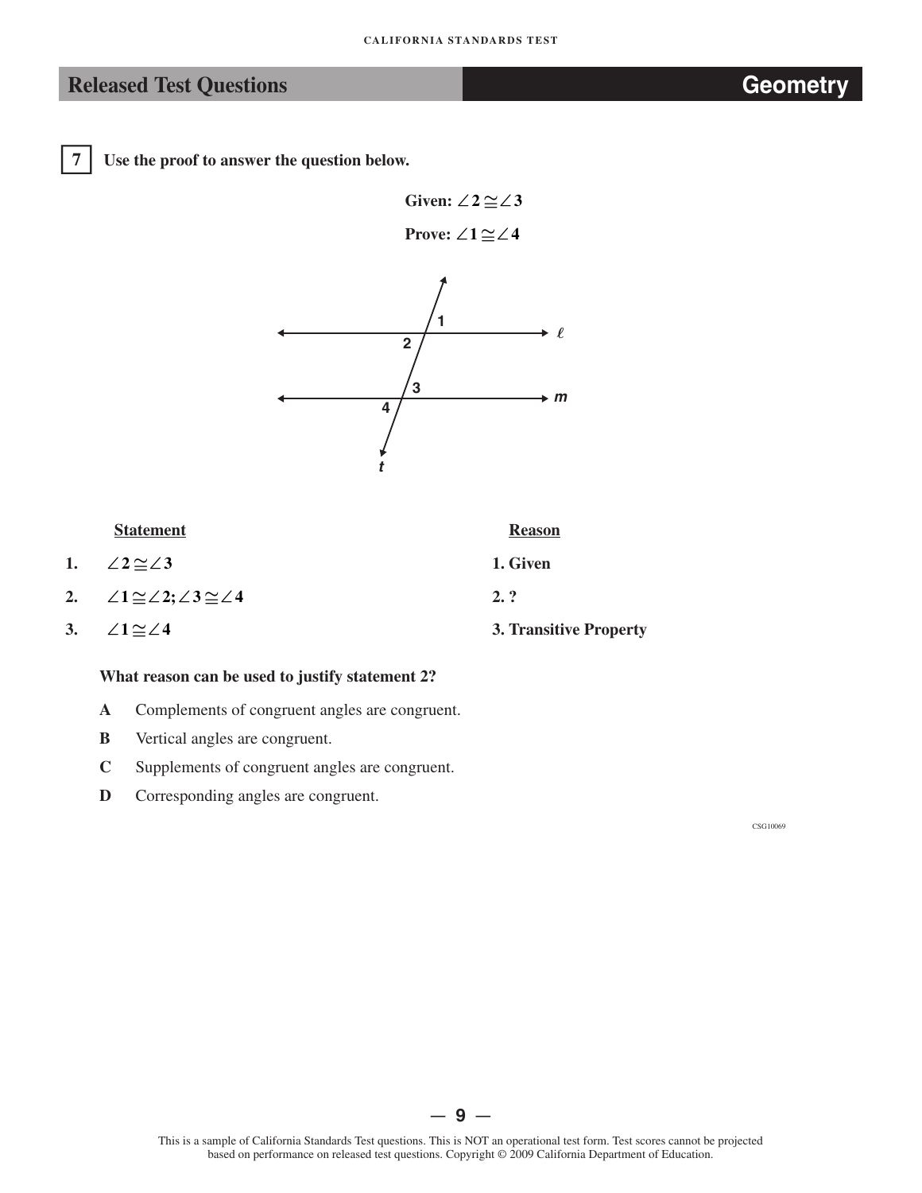## Released Test Questions — Geometry

**7** **Use the proof to answer the question below.**

**Given:** $\angle 2 \cong \angle 3$

**Prove:** $\angle 1 \cong \angle 4$

| | Statement | Reason |
|---|---|---|
| 1. | $\angle 2 \cong \angle 3$ | 1. Given |
| 2. | $\angle 1 \cong \angle 2; \angle 3 \cong \angle 4$ | 2. ? |
| 3. | $\angle 1 \cong \angle 4$ | 3. Transitive Property |

**What reason can be used to justify statement 2?**

- **A** Complements of congruent angles are congruent.
- **B** Vertical angles are congruent.
- **C** Supplements of congruent angles are congruent.
- **D** Corresponding angles are congruent.

CSG10069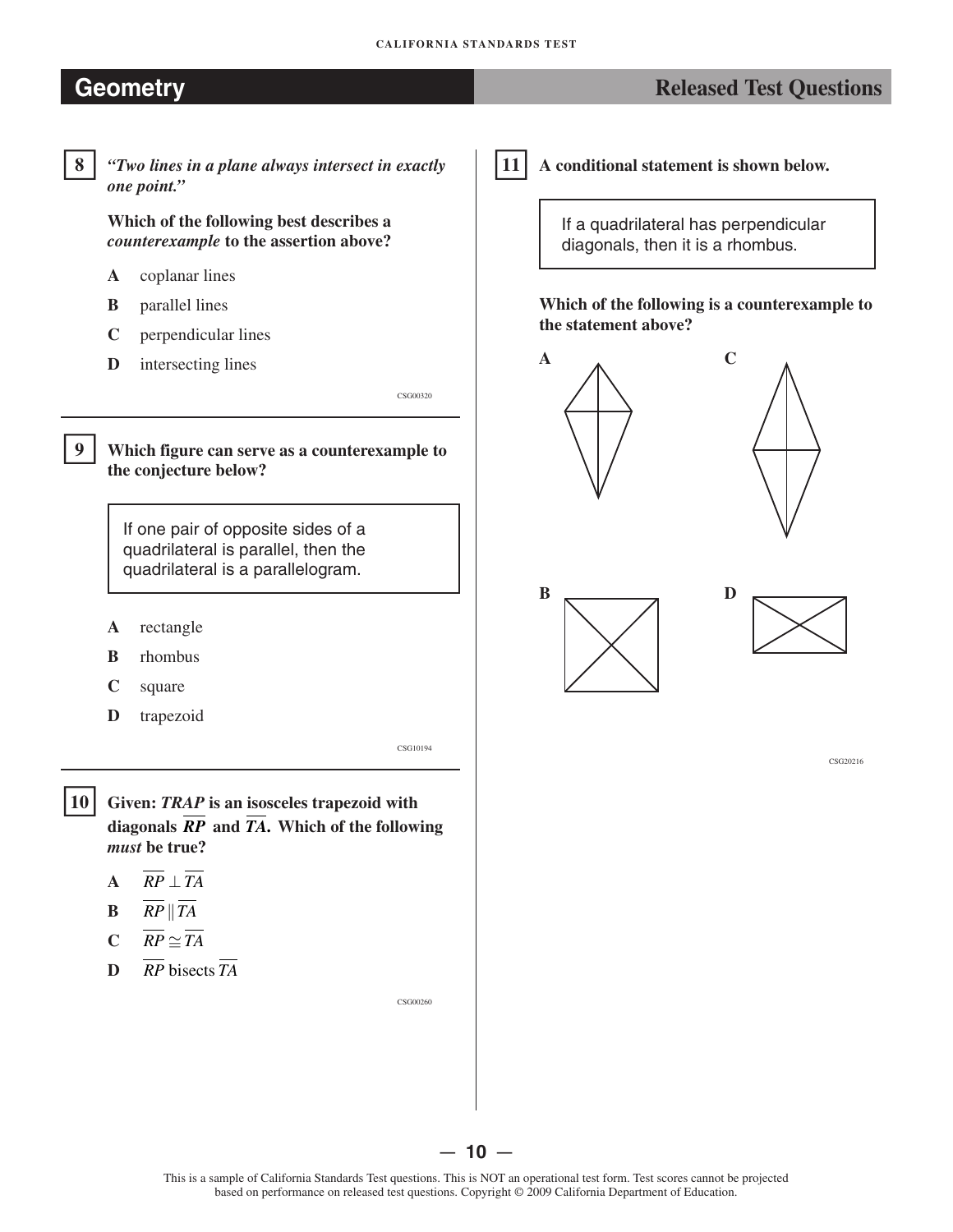## Geometry — Released Test Questions

**8** *"Two lines in a plane always intersect in exactly one point."*

**Which of the following best describes a *counterexample* to the assertion above?**

- **A** coplanar lines
- **B** parallel lines
- **C** perpendicular lines
- **D** intersecting lines

CSG00320

---

**9** **Which figure can serve as a counterexample to the conjecture below?**

> If one pair of opposite sides of a quadrilateral is parallel, then the quadrilateral is a parallelogram.

- **A** rectangle
- **B** rhombus
- **C** square
- **D** trapezoid

CSG10194

---

**10** **Given: *TRAP* is an isosceles trapezoid with diagonals $\overline{RP}$ and $\overline{TA}$. Which of the following *must* be true?**

- **A** $\overline{RP} \perp \overline{TA}$
- **B** $\overline{RP} \parallel \overline{TA}$
- **C** $\overline{RP} \cong \overline{TA}$
- **D** $\overline{RP}$ bisects $\overline{TA}$

CSG00260

---

**11** **A conditional statement is shown below.**

> If a quadrilateral has perpendicular diagonals, then it is a rhombus.

**Which of the following is a counterexample to the statement above?**

**A**

**B**

**C**

**D**

CSG20216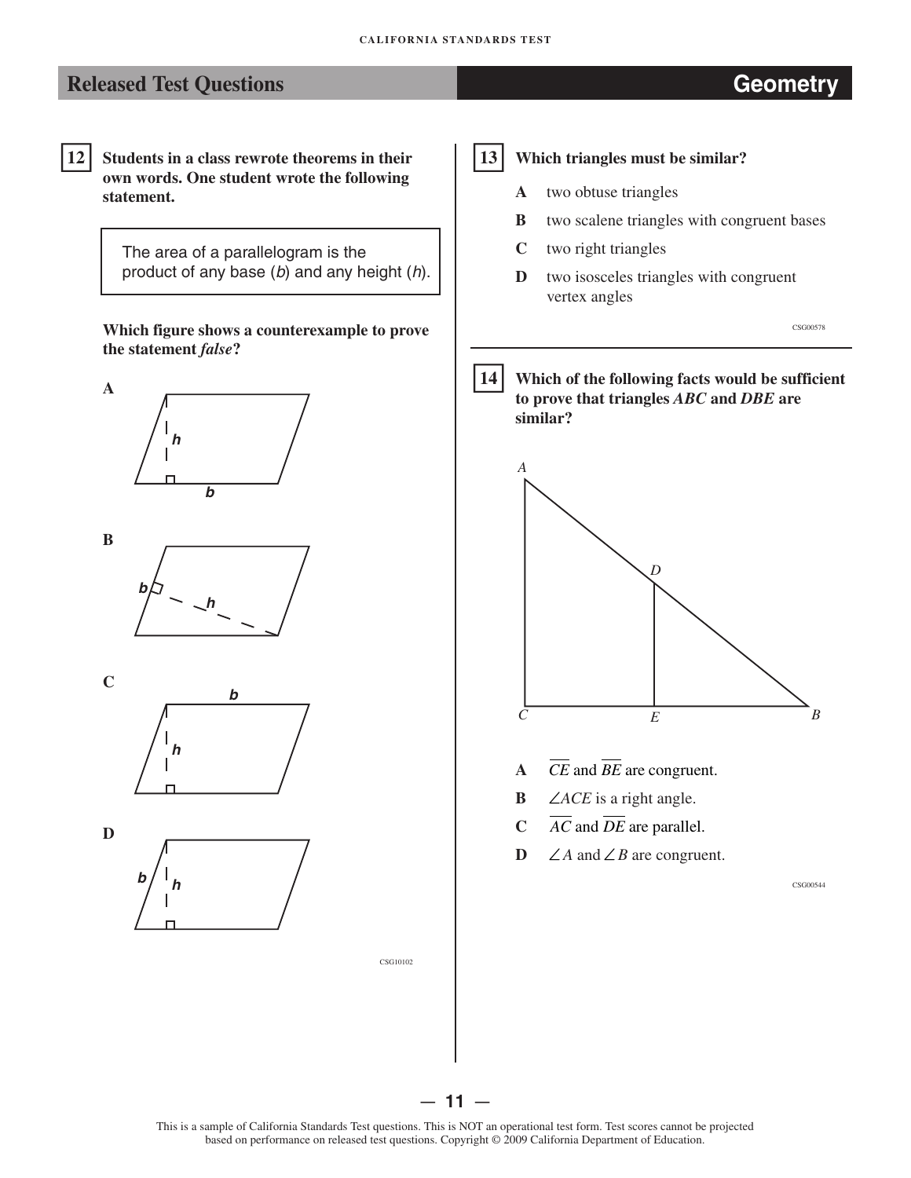## Released Test Questions — Geometry

**12** **Students in a class rewrote theorems in their own words. One student wrote the following statement.**

> The area of a parallelogram is the product of any base ($b$) and any height ($h$).

**Which figure shows a counterexample to prove the statement *false*?**

**A**

**B**

**C**

**D**

CSG10102

**13** **Which triangles must be similar?**

- **A** two obtuse triangles
- **B** two scalene triangles with congruent bases
- **C** two right triangles
- **D** two isosceles triangles with congruent vertex angles

CSG00578

**14** **Which of the following facts would be sufficient to prove that triangles *ABC* and *DBE* are similar?**

- **A** $\overline{CE}$ and $\overline{BE}$ are congruent.
- **B** $\angle ACE$ is a right angle.
- **C** $\overline{AC}$ and $\overline{DE}$ are parallel.
- **D** $\angle A$ and $\angle B$ are congruent.

CSG00544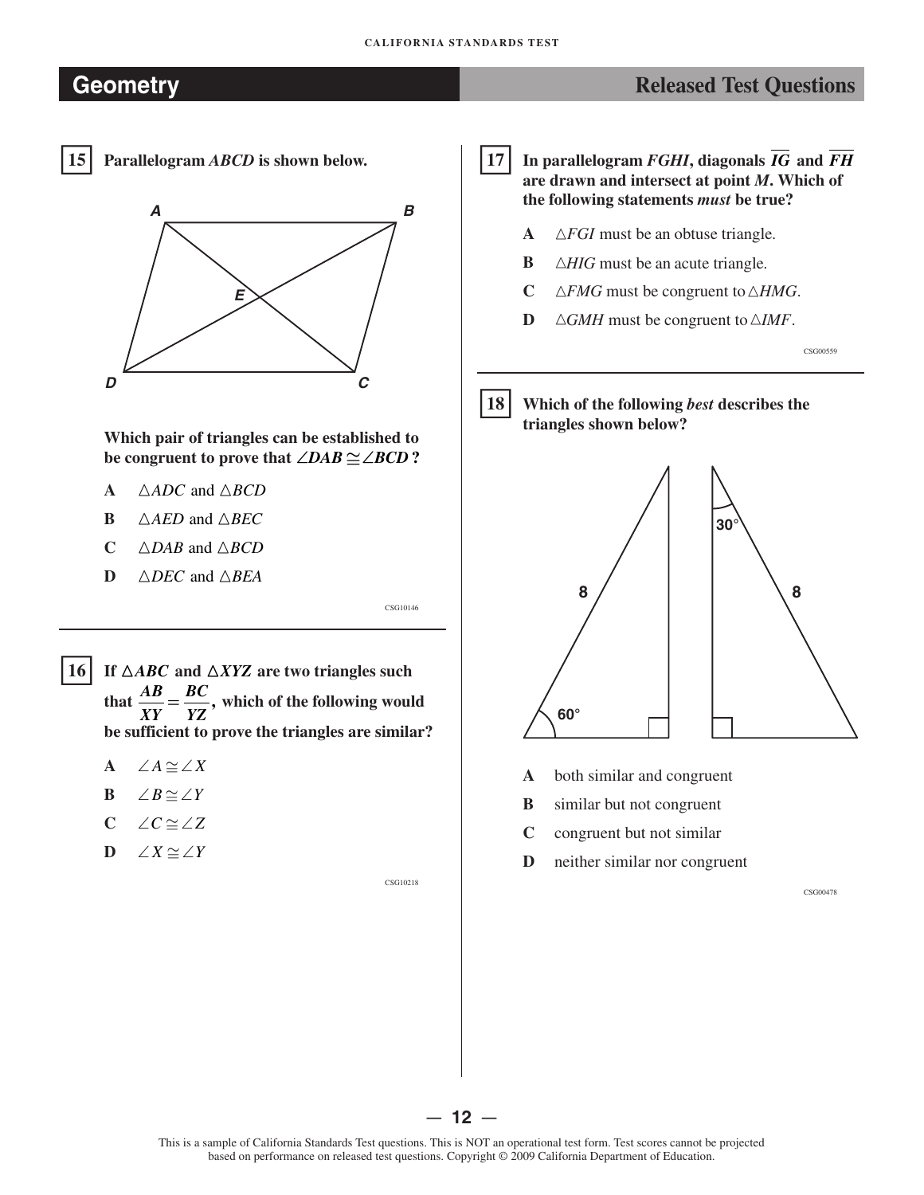## Geometry — Released Test Questions

**15** **Parallelogram *ABCD* is shown below.**

**Which pair of triangles can be established to be congruent to prove that $\angle DAB \cong \angle BCD$?**

- **A** $\triangle ADC$ and $\triangle BCD$
- **B** $\triangle AED$ and $\triangle BEC$
- **C** $\triangle DAB$ and $\triangle BCD$
- **D** $\triangle DEC$ and $\triangle BEA$

CSG10146

---

**16** **If $\triangle ABC$ and $\triangle XYZ$ are two triangles such that $\dfrac{AB}{XY} = \dfrac{BC}{YZ}$, which of the following would be sufficient to prove the triangles are similar?**

- **A** $\angle A \cong \angle X$
- **B** $\angle B \cong \angle Y$
- **C** $\angle C \cong \angle Z$
- **D** $\angle X \cong \angle Y$

CSG10218

---

**17** **In parallelogram *FGHI*, diagonals $\overline{IG}$ and $\overline{FH}$ are drawn and intersect at point *M*. Which of the following statements *must* be true?**

- **A** $\triangle FGI$ must be an obtuse triangle.
- **B** $\triangle HIG$ must be an acute triangle.
- **C** $\triangle FMG$ must be congruent to $\triangle HMG$.
- **D** $\triangle GMH$ must be congruent to $\triangle IMF$.

CSG00559

---

**18** **Which of the following *best* describes the triangles shown below?**

- **A** both similar and congruent
- **B** similar but not congruent
- **C** congruent but not similar
- **D** neither similar nor congruent

CSG00478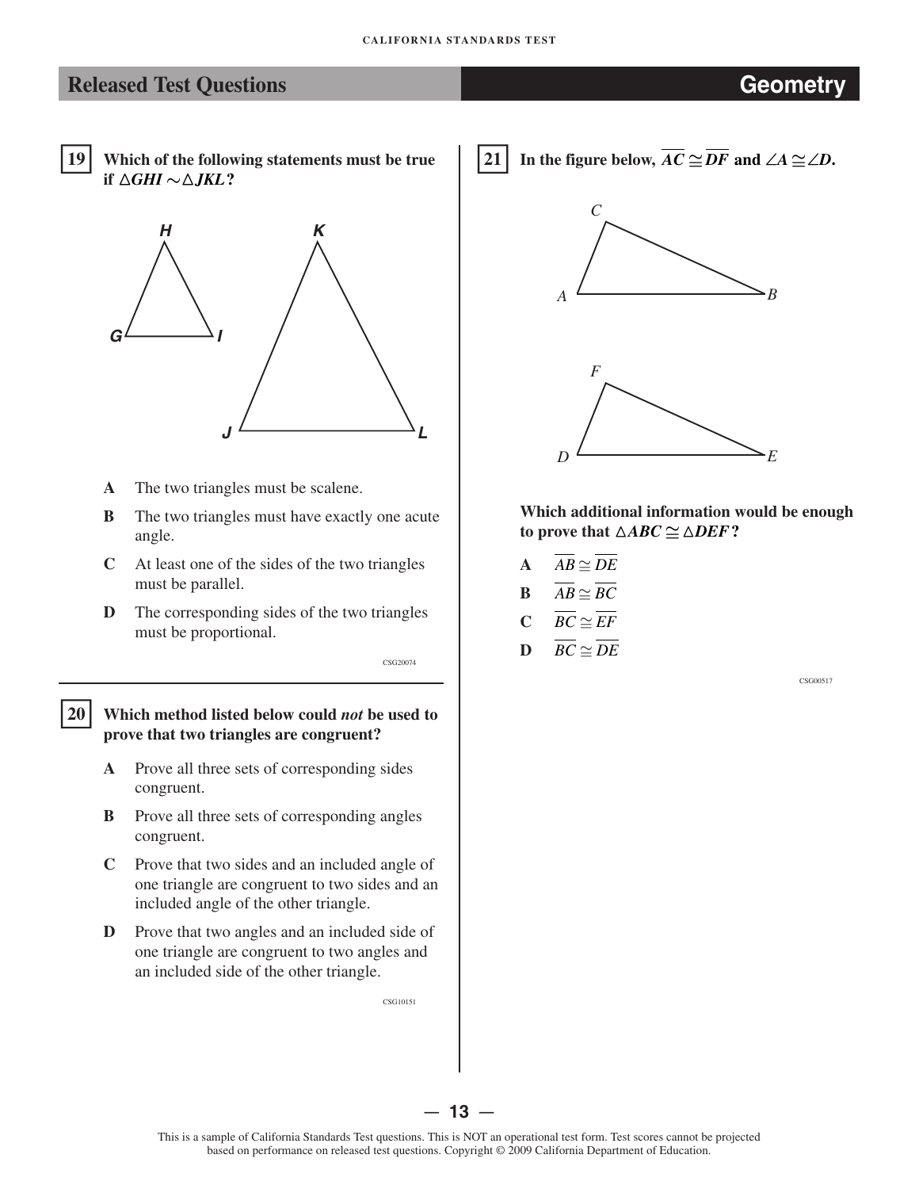## Released Test Questions — Geometry

**19** **Which of the following statements must be true if $\triangle GHI \sim \triangle JKL$?**

**A** The two triangles must be scalene.

**B** The two triangles must have exactly one acute angle.

**C** At least one of the sides of the two triangles must be parallel.

**D** The corresponding sides of the two triangles must be proportional.

CSG20074

---

**20** **Which method listed below could *not* be used to prove that two triangles are congruent?**

**A** Prove all three sets of corresponding sides congruent.

**B** Prove all three sets of corresponding angles congruent.

**C** Prove that two sides and an included angle of one triangle are congruent to two sides and an included angle of the other triangle.

**D** Prove that two angles and an included side of one triangle are congruent to two angles and an included side of the other triangle.

CSG10151

---

**21** **In the figure below, $\overline{AC} \cong \overline{DF}$ and $\angle A \cong \angle D$.**

**Which additional information would be enough to prove that $\triangle ABC \cong \triangle DEF$?**

**A** $\overline{AB} \cong \overline{DE}$

**B** $\overline{AB} \cong \overline{BC}$

**C** $\overline{BC} \cong \overline{EF}$

**D** $\overline{BC} \cong \overline{DE}$

CSG00517

This is a sample of California Standards Test questions. This is NOT an operational test form. Test scores cannot be projected based on performance on released test questions. Copyright © 2009 California Department of Education.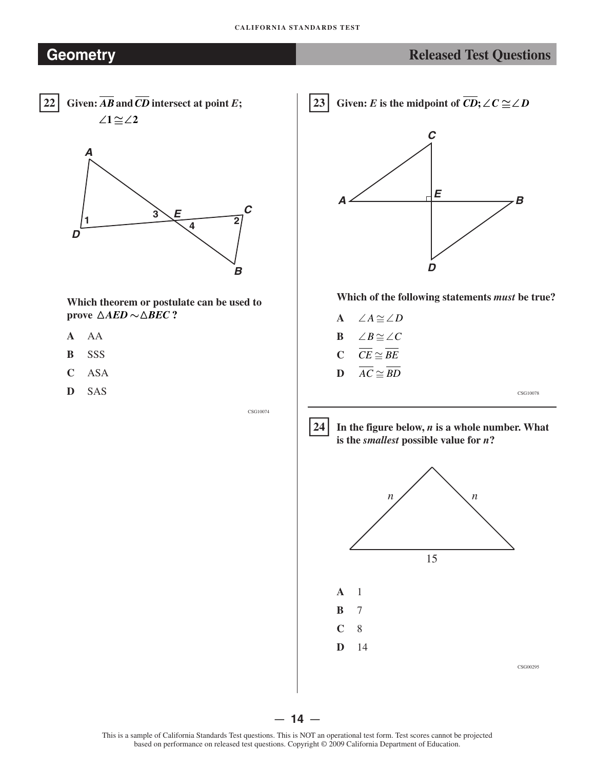## Geometry — Released Test Questions

**22** **Given: $\overline{AB}$ and $\overline{CD}$ intersect at point $E$; $\angle 1 \cong \angle 2$**

**Which theorem or postulate can be used to prove $\triangle AED \sim \triangle BEC$ ?**

- **A** AA
- **B** SSS
- **C** ASA
- **D** SAS

CSG10074

**23** **Given: $E$ is the midpoint of $\overline{CD}$; $\angle C \cong \angle D$**

**Which of the following statements *must* be true?**

- **A** $\angle A \cong \angle D$
- **B** $\angle B \cong \angle C$
- **C** $\overline{CE} \cong \overline{BE}$
- **D** $\overline{AC} \cong \overline{BD}$

CSG10078

**24** **In the figure below, $n$ is a whole number. What is the *smallest* possible value for $n$?**

- **A** 1
- **B** 7
- **C** 8
- **D** 14

CSG00295

This is a sample of California Standards Test questions. This is NOT an operational test form. Test scores cannot be projected based on performance on released test questions. Copyright © 2009 California Department of Education.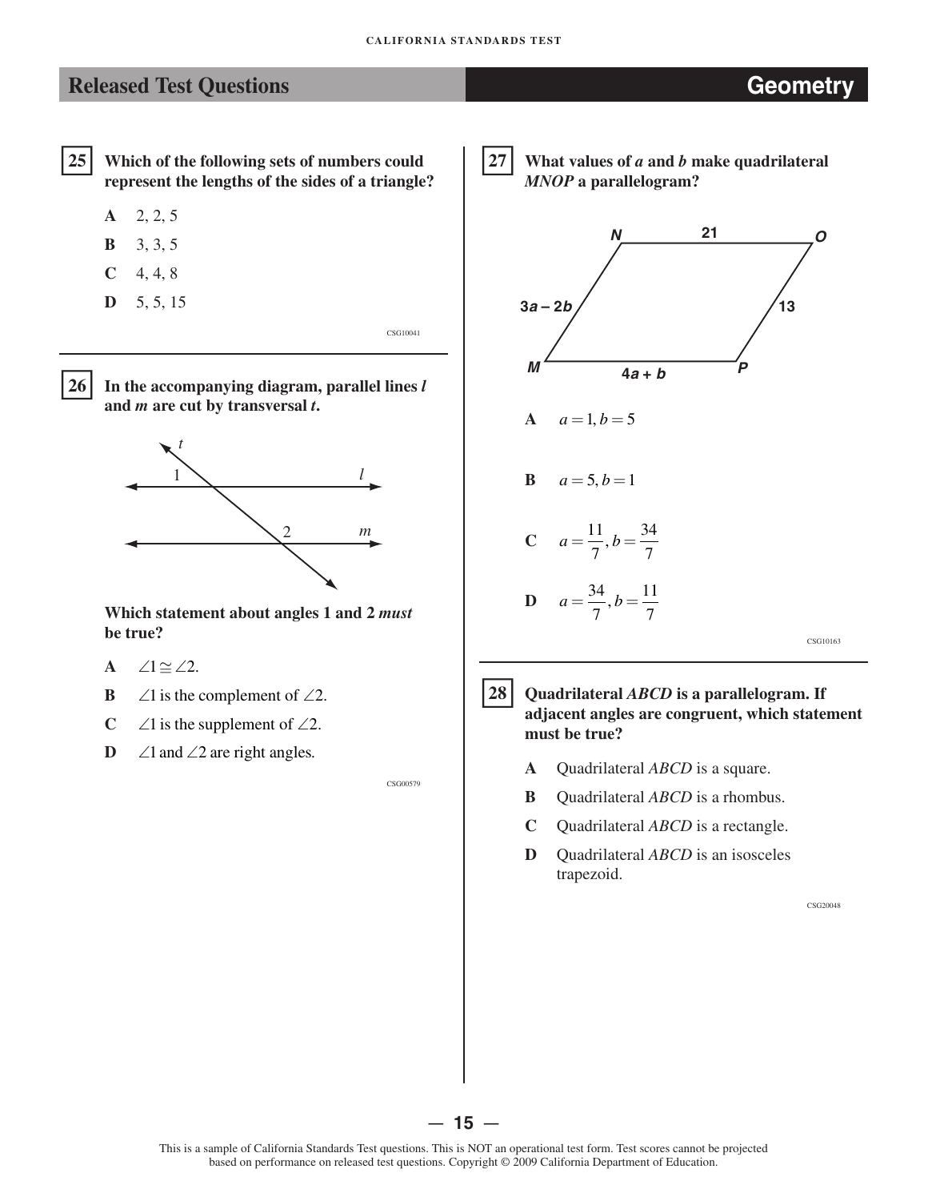## Released Test Questions — Geometry

**25** **Which of the following sets of numbers could represent the lengths of the sides of a triangle?**

- **A** 2, 2, 5
- **B** 3, 3, 5
- **C** 4, 4, 8
- **D** 5, 5, 15

CSG10041

**26** **In the accompanying diagram, parallel lines *l* and *m* are cut by transversal *t*.**

**Which statement about angles 1 and 2 *must* be true?**

- **A** $\angle 1 \cong \angle 2$.
- **B** $\angle 1$ is the complement of $\angle 2$.
- **C** $\angle 1$ is the supplement of $\angle 2$.
- **D** $\angle 1$ and $\angle 2$ are right angles.

CSG00579

**27** **What values of *a* and *b* make quadrilateral *MNOP* a parallelogram?**

(Figure: parallelogram $MNOP$ with $NO = 21$, $OP = 13$, $MN = 3a - 2b$, $MP = 4a + b$)

- **A** $a = 1, b = 5$
- **B** $a = 5, b = 1$
- **C** $a = \frac{11}{7}, b = \frac{34}{7}$
- **D** $a = \frac{34}{7}, b = \frac{11}{7}$

CSG10163

**28** **Quadrilateral *ABCD* is a parallelogram. If adjacent angles are congruent, which statement must be true?**

- **A** Quadrilateral *ABCD* is a square.
- **B** Quadrilateral *ABCD* is a rhombus.
- **C** Quadrilateral *ABCD* is a rectangle.
- **D** Quadrilateral *ABCD* is an isosceles trapezoid.

CSG20048

This is a sample of California Standards Test questions. This is NOT an operational test form. Test scores cannot be projected based on performance on released test questions. Copyright © 2009 California Department of Education.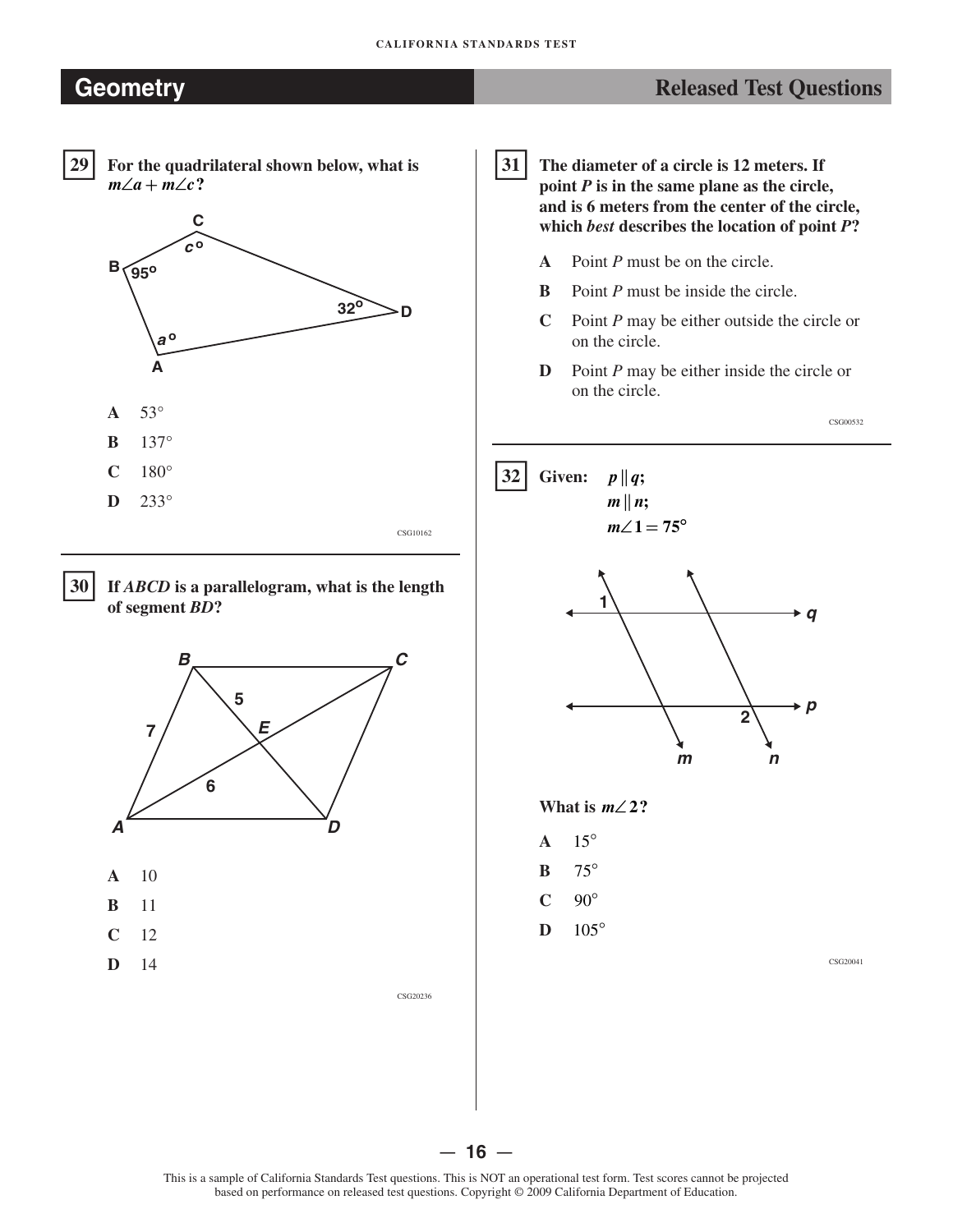## Geometry — Released Test Questions

**29** For the quadrilateral shown below, what is $m\angle a + m\angle c$?

**A** $53°$

**B** $137°$

**C** $180°$

**D** $233°$

CSG10162

**30** If *ABCD* is a parallelogram, what is the length of segment *BD*?

**A** 10

**B** 11

**C** 12

**D** 14

CSG20236

**31** The diameter of a circle is 12 meters. If point *P* is in the same plane as the circle, and is 6 meters from the center of the circle, which *best* describes the location of point *P*?

**A** Point *P* must be on the circle.

**B** Point *P* must be inside the circle.

**C** Point *P* may be either outside the circle or on the circle.

**D** Point *P* may be either inside the circle or on the circle.

CSG00532

**32** Given: $p \parallel q$;
$m \parallel n$;
$m\angle 1 = 75°$

What is $m\angle 2$?

**A** $15°$

**B** $75°$

**C** $90°$

**D** $105°$

CSG20041

This is a sample of California Standards Test questions. This is NOT an operational test form. Test scores cannot be projected based on performance on released test questions. Copyright © 2009 California Department of Education.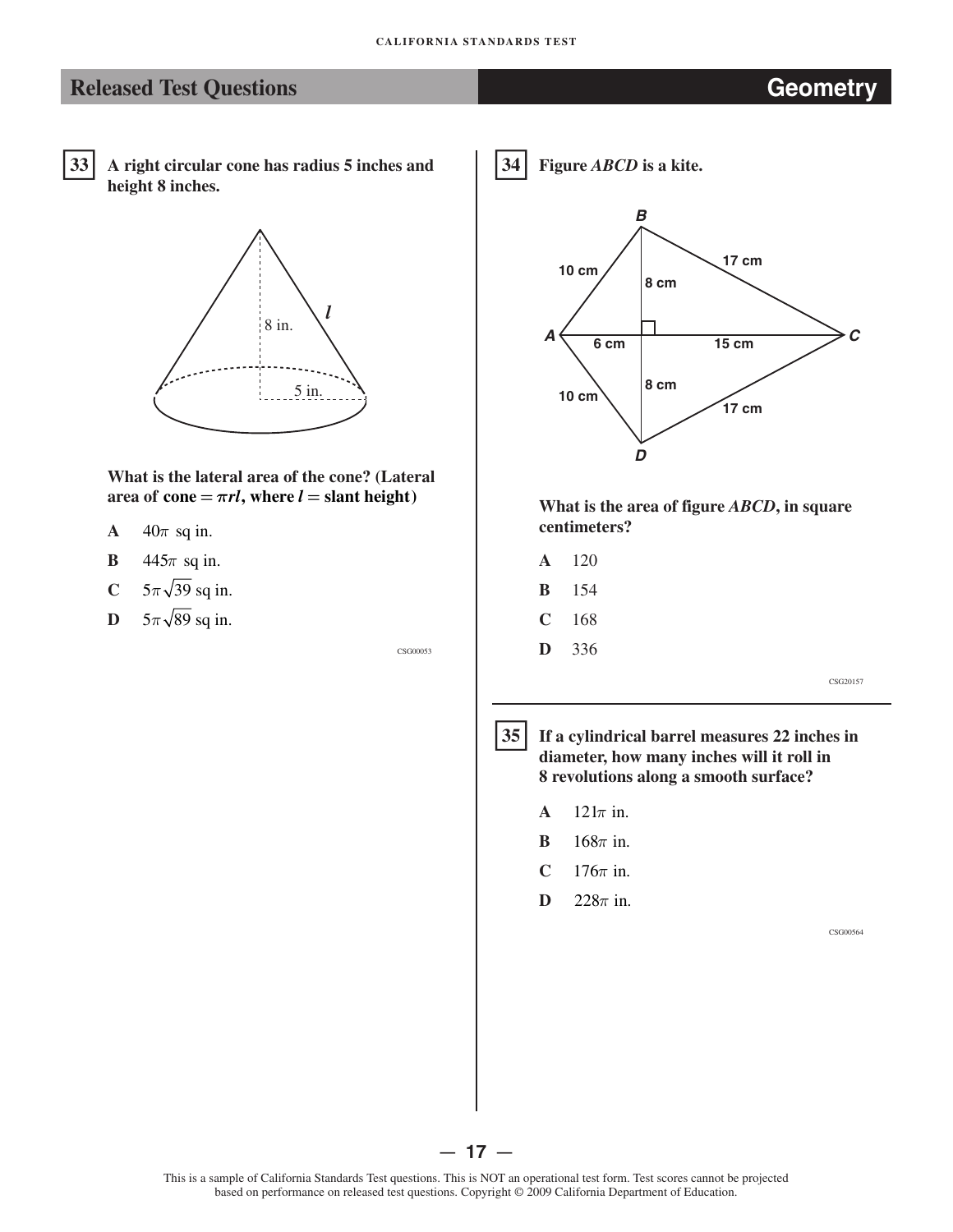## Released Test Questions — Geometry

**33** **A right circular cone has radius 5 inches and height 8 inches.**

8 in.

5 in.

$l$

**What is the lateral area of the cone? (Lateral area of cone $= \pi r l$, where $l =$ slant height)**

**A** $40\pi$ sq in.

**B** $445\pi$ sq in.

**C** $5\pi\sqrt{39}$ sq in.

**D** $5\pi\sqrt{89}$ sq in.

CSG00053

**34** **Figure *ABCD* is a kite.**

*B*, *A*, *C*, *D*

10 cm, 17 cm, 8 cm, 6 cm, 15 cm, 8 cm, 10 cm, 17 cm

**What is the area of figure *ABCD*, in square centimeters?**

**A** 120

**B** 154

**C** 168

**D** 336

CSG20157

**35** **If a cylindrical barrel measures 22 inches in diameter, how many inches will it roll in 8 revolutions along a smooth surface?**

**A** $121\pi$ in.

**B** $168\pi$ in.

**C** $176\pi$ in.

**D** $228\pi$ in.

CSG00564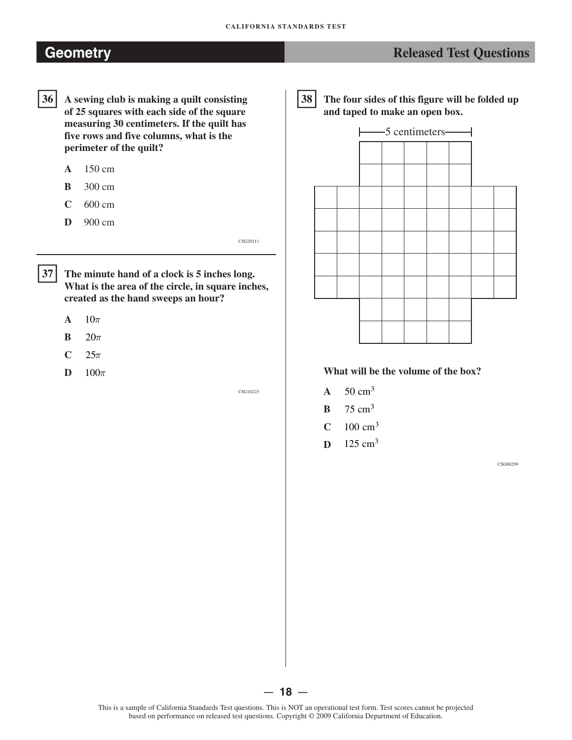## Geometry

**Released Test Questions**

**36** **A sewing club is making a quilt consisting of 25 squares with each side of the square measuring 30 centimeters. If the quilt has five rows and five columns, what is the perimeter of the quilt?**

- **A** 150 cm
- **B** 300 cm
- **C** 600 cm
- **D** 900 cm

CSG20111

**37** **The minute hand of a clock is 5 inches long. What is the area of the circle, in square inches, created as the hand sweeps an hour?**

- **A** $10\pi$
- **B** $20\pi$
- **C** $25\pi$
- **D** $100\pi$

CSG10223

**38** **The four sides of this figure will be folded up and taped to make an open box.**

5 centimeters

**What will be the volume of the box?**

- **A** 50 $cm^3$
- **B** 75 $cm^3$
- **C** 100 $cm^3$
- **D** 125 $cm^3$

CSG00299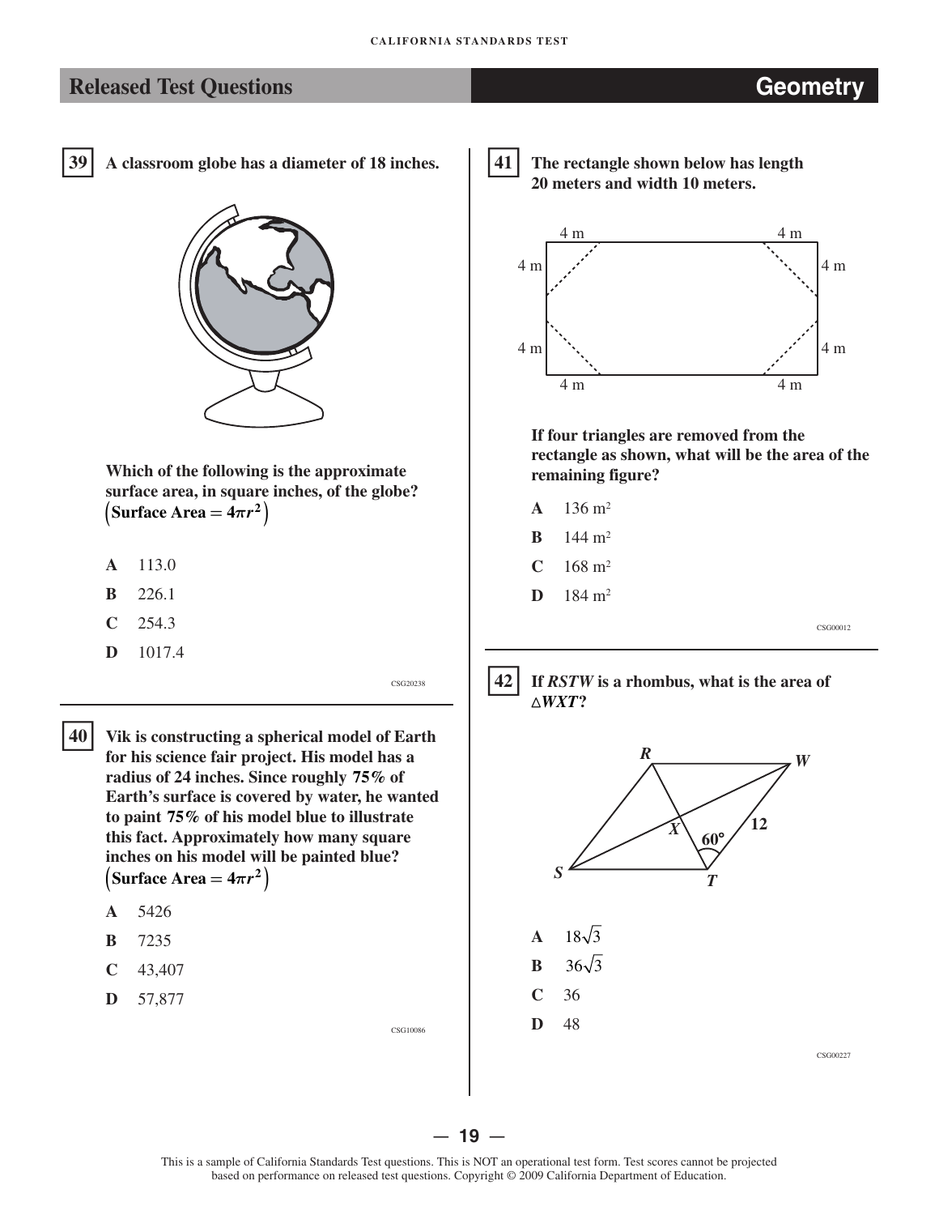## Released Test Questions — Geometry

**39** A classroom globe has a diameter of 18 inches.

**Which of the following is the approximate surface area, in square inches, of the globe? $\left(\text{Surface Area} = 4\pi r^2\right)$**

- **A** 113.0
- **B** 226.1
- **C** 254.3
- **D** 1017.4

CSG20238

---

**40** **Vik is constructing a spherical model of Earth for his science fair project. His model has a radius of 24 inches. Since roughly 75% of Earth's surface is covered by water, he wanted to paint 75% of his model blue to illustrate this fact. Approximately how many square inches on his model will be painted blue? $\left(\text{Surface Area} = 4\pi r^2\right)$**

- **A** 5426
- **B** 7235
- **C** 43,407
- **D** 57,877

CSG10086

---

**41** **The rectangle shown below has length 20 meters and width 10 meters.**

**If four triangles are removed from the rectangle as shown, what will be the area of the remaining figure?**

- **A** 136 m²
- **B** 144 m²
- **C** 168 m²
- **D** 184 m²

CSG00012

---

**42** **If *RSTW* is a rhombus, what is the area of $\triangle WXT$?**

- **A** $18\sqrt{3}$
- **B** $36\sqrt{3}$
- **C** 36
- **D** 48

CSG00227

This is a sample of California Standards Test questions. This is NOT an operational test form. Test scores cannot be projected based on performance on released test questions. Copyright © 2009 California Department of Education.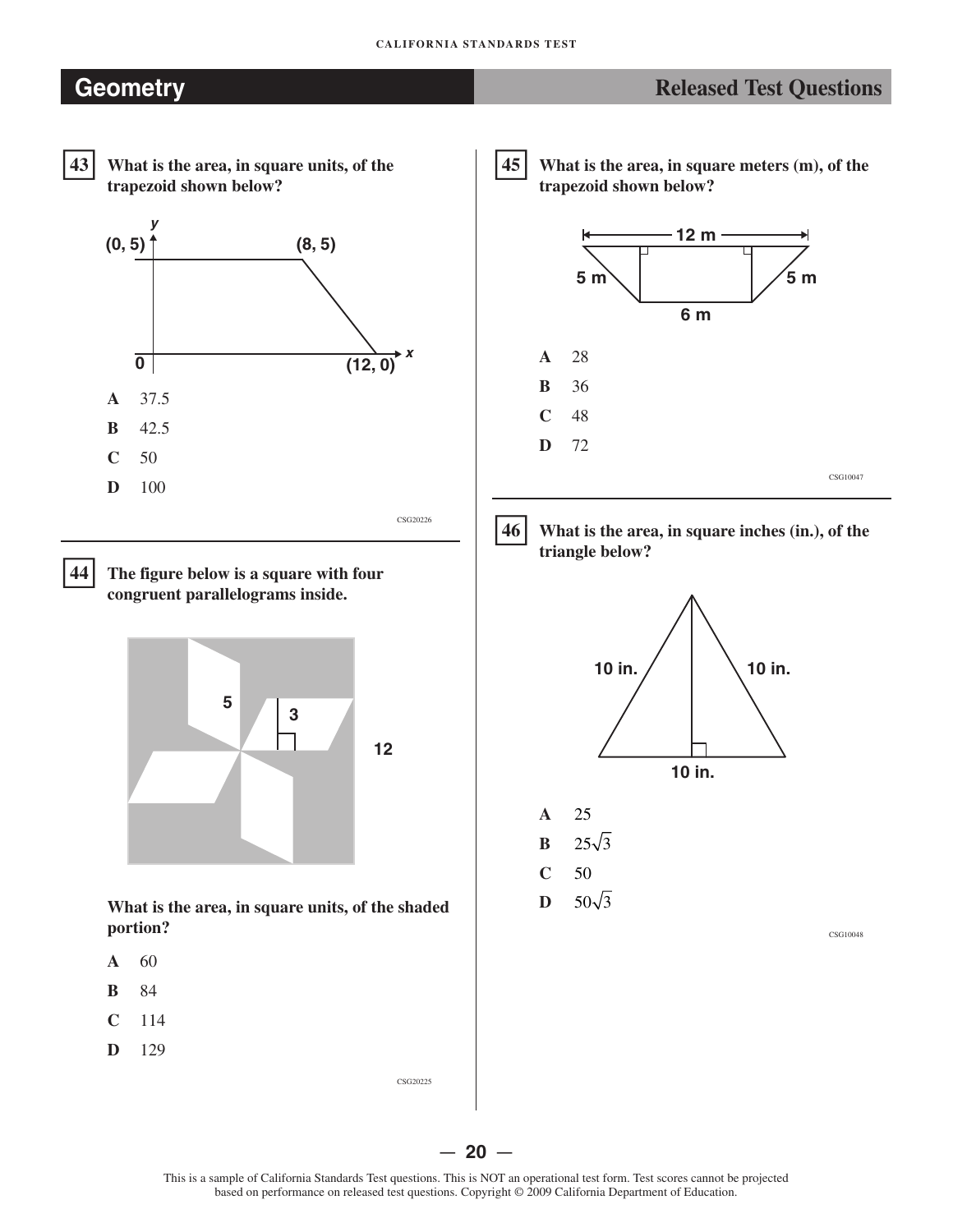## Geometry — Released Test Questions

**43** **What is the area, in square units, of the trapezoid shown below?**

(0, 5) (8, 5) 0 (12, 0) x y

**A** 37.5

**B** 42.5

**C** 50

**D** 100

CSG20226

**44** **The figure below is a square with four congruent parallelograms inside.**

5 3 12

**What is the area, in square units, of the shaded portion?**

**A** 60

**B** 84

**C** 114

**D** 129

CSG20225

**45** **What is the area, in square meters (m), of the trapezoid shown below?**

12 m 5 m 5 m 6 m

**A** 28

**B** 36

**C** 48

**D** 72

CSG10047

**46** **What is the area, in square inches (in.), of the triangle below?**

10 in. 10 in. 10 in.

**A** 25

**B** $25\sqrt{3}$

**C** 50

**D** $50\sqrt{3}$

CSG10048

This is a sample of California Standards Test questions. This is NOT an operational test form. Test scores cannot be projected based on performance on released test questions. Copyright © 2009 California Department of Education.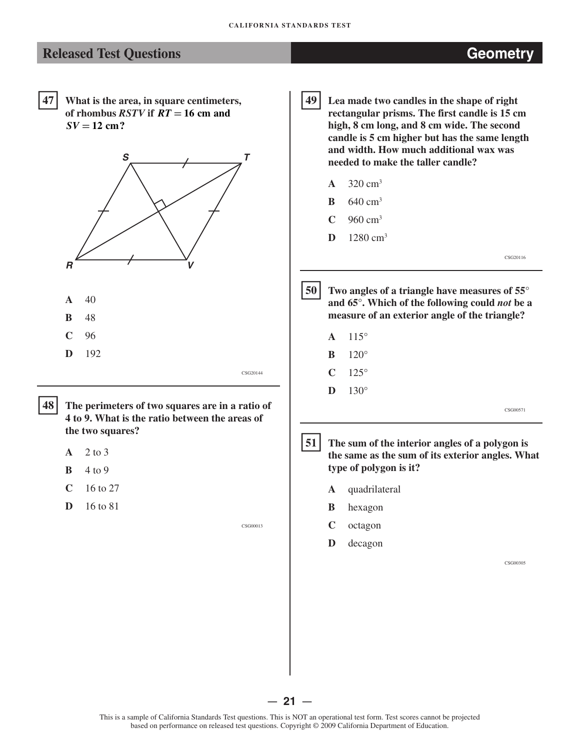## Released Test Questions — Geometry

**47** What is the area, in square centimeters, of rhombus *RSTV* if $RT = 16$ cm and $SV = 12$ cm?

- **A** 40
- **B** 48
- **C** 96
- **D** 192

CSG20144

**48** The perimeters of two squares are in a ratio of 4 to 9. What is the ratio between the areas of the two squares?

- **A** 2 to 3
- **B** 4 to 9
- **C** 16 to 27
- **D** 16 to 81

CSG00013

**49** Lea made two candles in the shape of right rectangular prisms. The first candle is 15 cm high, 8 cm long, and 8 cm wide. The second candle is 5 cm higher but has the same length and width. How much additional wax was needed to make the taller candle?

- **A** $320 \text{ cm}^3$
- **B** $640 \text{ cm}^3$
- **C** $960 \text{ cm}^3$
- **D** $1280 \text{ cm}^3$

CSG20116

**50** Two angles of a triangle have measures of 55° and 65°. Which of the following could *not* be a measure of an exterior angle of the triangle?

- **A** 115°
- **B** 120°
- **C** 125°
- **D** 130°

CSG00571

**51** The sum of the interior angles of a polygon is the same as the sum of its exterior angles. What type of polygon is it?

- **A** quadrilateral
- **B** hexagon
- **C** octagon
- **D** decagon

CSG00305

This is a sample of California Standards Test questions. This is NOT an operational test form. Test scores cannot be projected based on performance on released test questions. Copyright © 2009 California Department of Education.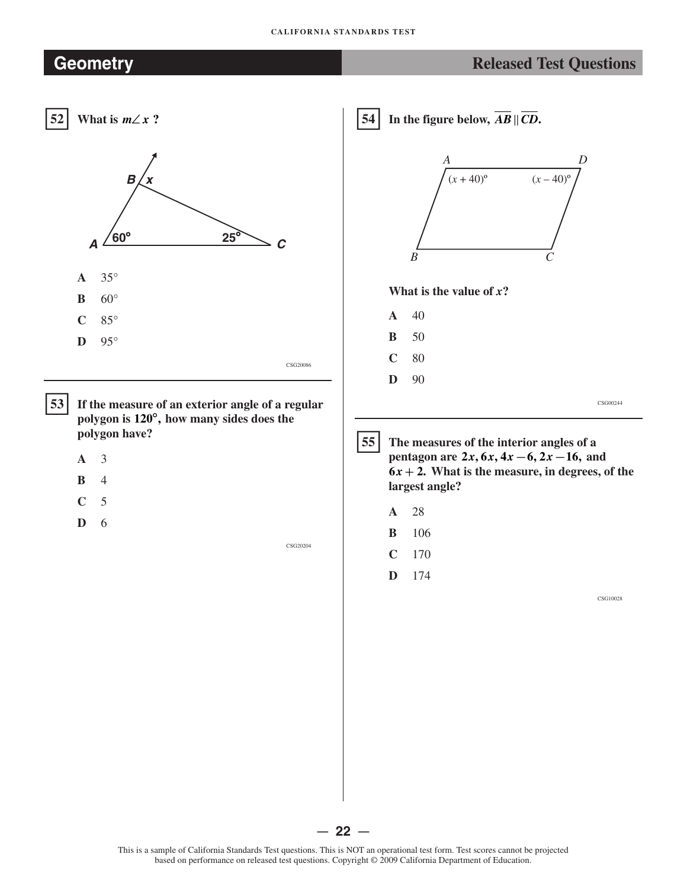**52** What is $m\angle x$ ?

A 35°

B 60°

C 85°

D 95°

CSG20086

**53** If the measure of an exterior angle of a regular polygon is 120°, how many sides does the polygon have?

A 3

B 4

C 5

D 6

CSG20204

**54** In the figure below, $\overline{AB} \parallel \overline{CD}$.

What is the value of $x$?

A 40

B 50

C 80

D 90

CSG00244

**55** The measures of the interior angles of a pentagon are $2x, 6x, 4x - 6, 2x - 16,$ and $6x + 2.$ What is the measure, in degrees, of the largest angle?

A 28

B 106

C 170

D 174

CSG10028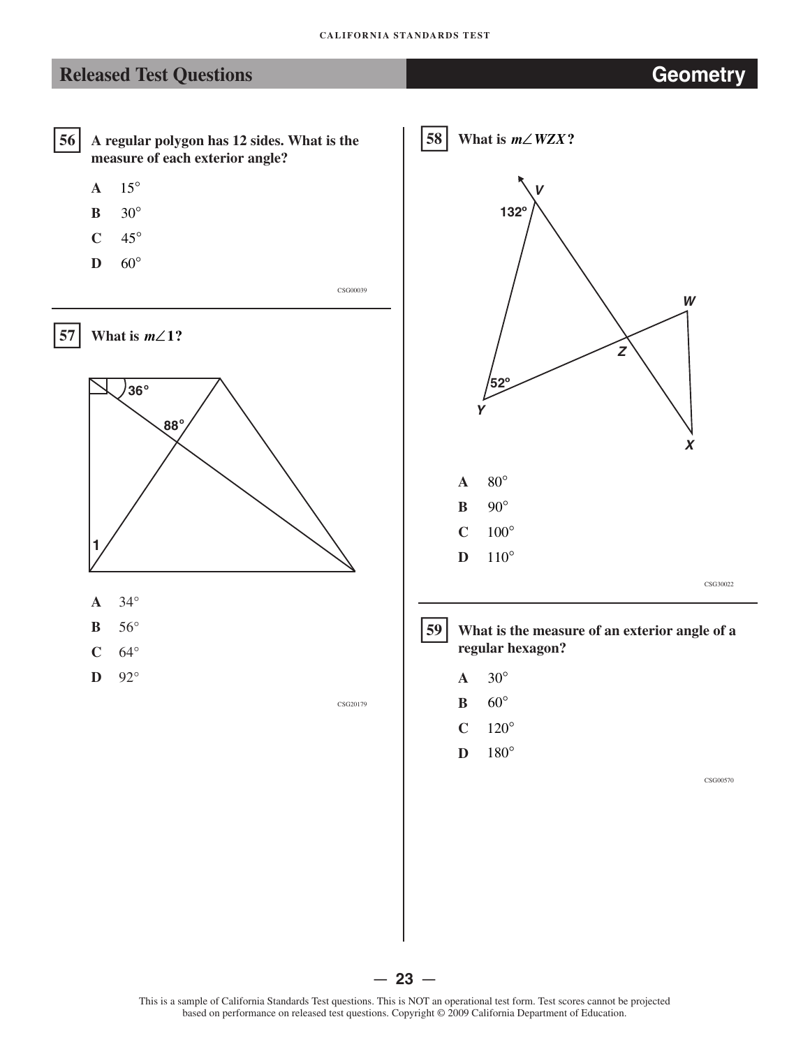## Released Test Questions — Geometry

**56** A regular polygon has 12 sides. What is the measure of each exterior angle?

- **A** 15°
- **B** 30°
- **C** 45°
- **D** 60°

CSG00039

**57** What is $m\angle 1$?

- **A** 34°
- **B** 56°
- **C** 64°
- **D** 92°

CSG20179

**58** What is $m\angle WZX$?

- **A** 80°
- **B** 90°
- **C** 100°
- **D** 110°

CSG30022

**59** What is the measure of an exterior angle of a regular hexagon?

- **A** 30°
- **B** 60°
- **C** 120°
- **D** 180°

CSG00570

This is a sample of California Standards Test questions. This is NOT an operational test form. Test scores cannot be projected based on performance on released test questions. Copyright © 2009 California Department of Education.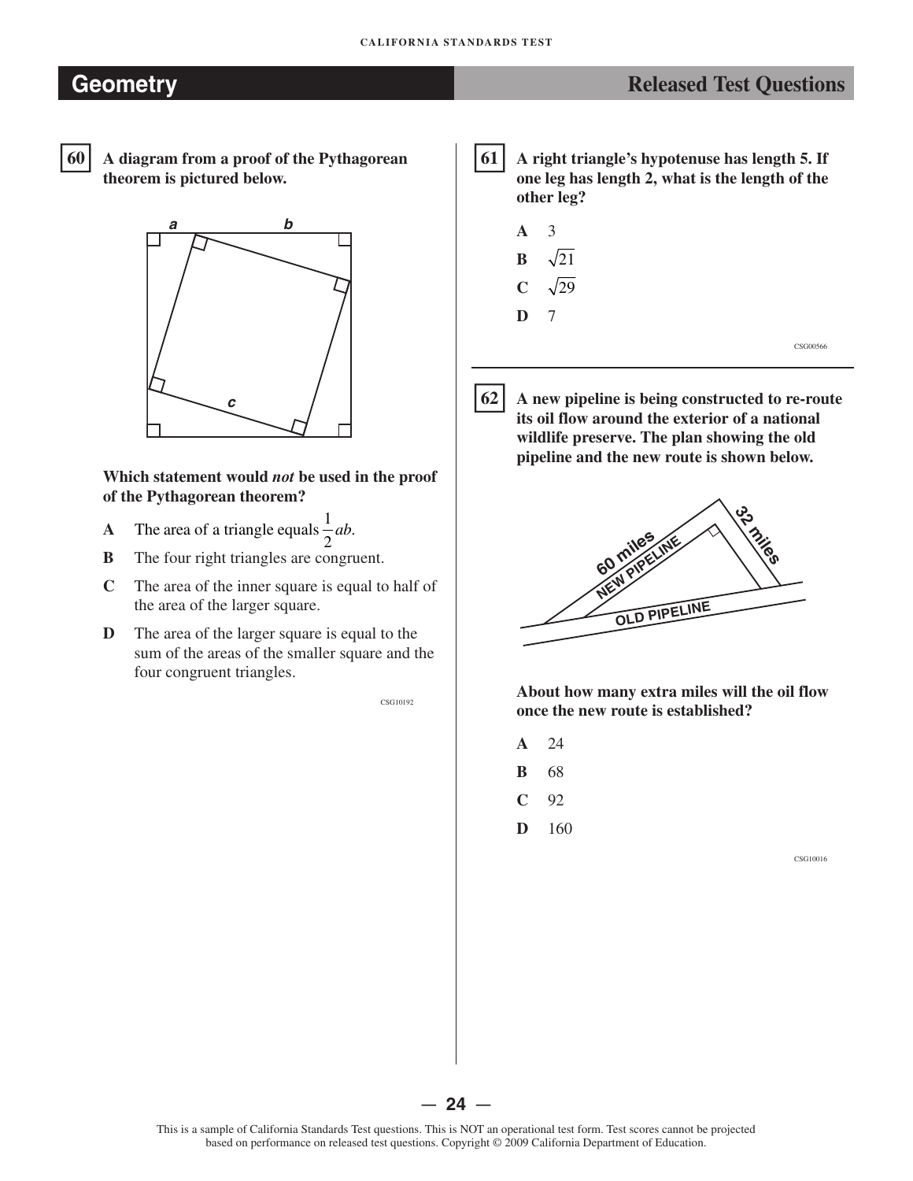## Geometry — Released Test Questions

**60** **A diagram from a proof of the Pythagorean theorem is pictured below.**

**Which statement would *not* be used in the proof of the Pythagorean theorem?**

- **A** The area of a triangle equals $\frac{1}{2}ab$.
- **B** The four right triangles are congruent.
- **C** The area of the inner square is equal to half of the area of the larger square.
- **D** The area of the larger square is equal to the sum of the areas of the smaller square and the four congruent triangles.

CSG10192

**61** **A right triangle's hypotenuse has length 5. If one leg has length 2, what is the length of the other leg?**

- **A** 3
- **B** $\sqrt{21}$
- **C** $\sqrt{29}$
- **D** 7

CSG00566

**62** **A new pipeline is being constructed to re-route its oil flow around the exterior of a national wildlife preserve. The plan showing the old pipeline and the new route is shown below.**

**About how many extra miles will the oil flow once the new route is established?**

- **A** 24
- **B** 68
- **C** 92
- **D** 160

CSG10016

This is a sample of California Standards Test questions. This is NOT an operational test form. Test scores cannot be projected based on performance on released test questions. Copyright © 2009 California Department of Education.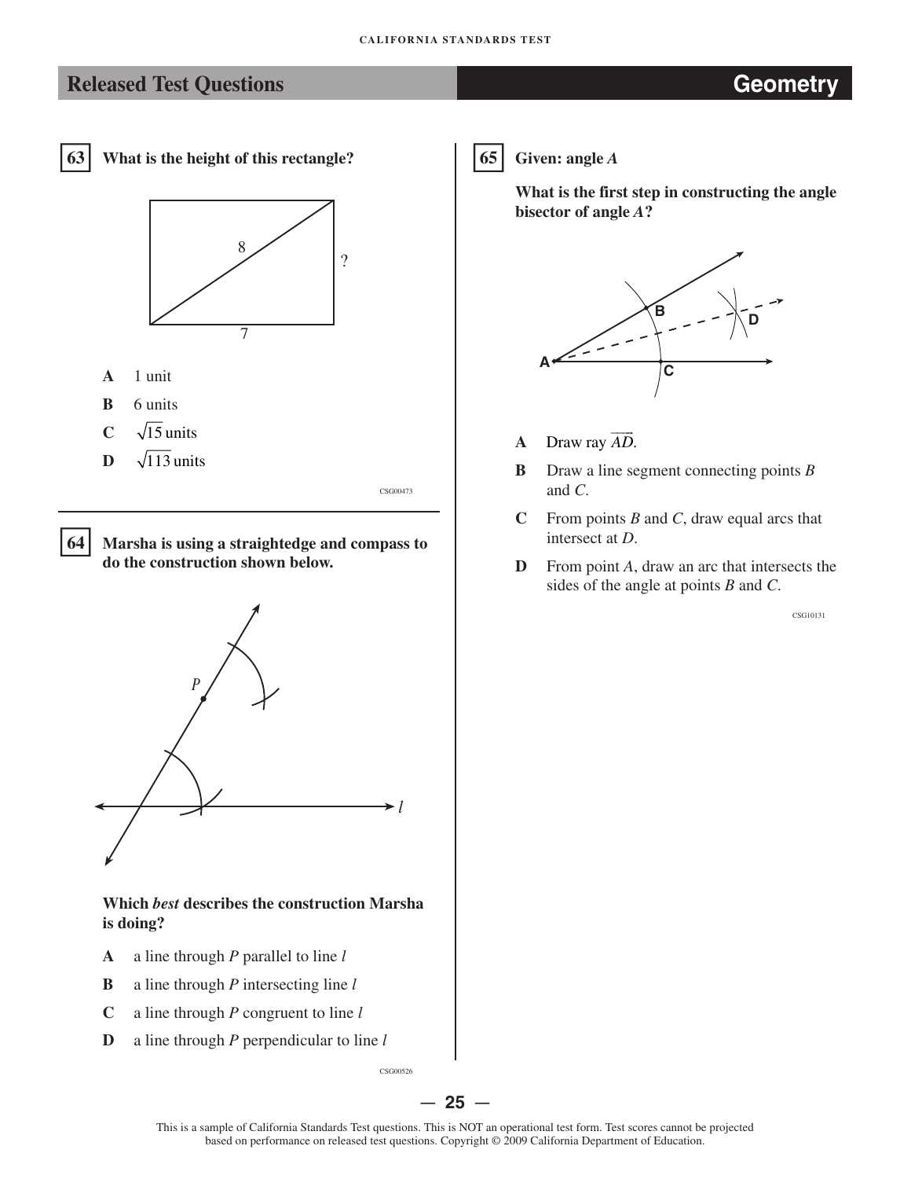## Released Test Questions — Geometry

**63** **What is the height of this rectangle?**

**A** 1 unit

**B** 6 units

**C** $\sqrt{15}$ units

**D** $\sqrt{113}$ units

CSG00473

**64** **Marsha is using a straightedge and compass to do the construction shown below.**

**Which *best* describes the construction Marsha is doing?**

**A** a line through $P$ parallel to line $l$

**B** a line through $P$ intersecting line $l$

**C** a line through $P$ congruent to line $l$

**D** a line through $P$ perpendicular to line $l$

CSG00526

**65** **Given: angle *A***

**What is the first step in constructing the angle bisector of angle *A*?**

**A** Draw ray $\overrightarrow{AD}$.

**B** Draw a line segment connecting points $B$ and $C$.

**C** From points $B$ and $C$, draw equal arcs that intersect at $D$.

**D** From point $A$, draw an arc that intersects the sides of the angle at points $B$ and $C$.

CSG10131

This is a sample of California Standards Test questions. This is NOT an operational test form. Test scores cannot be projected based on performance on released test questions. Copyright © 2009 California Department of Education.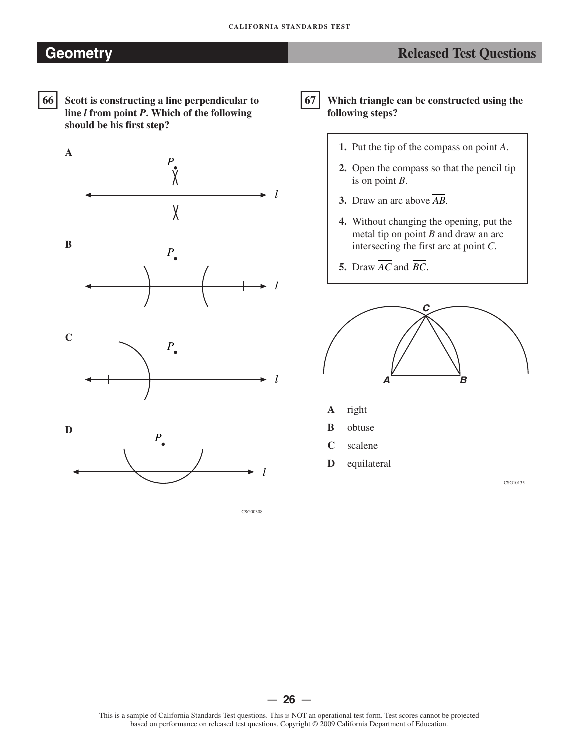## Geometry — Released Test Questions

**66** **Scott is constructing a line perpendicular to line *l* from point *P*. Which of the following should be his first step?**

**A**

**B**

**C**

**D**

CSG00308

**67** **Which triangle can be constructed using the following steps?**

> 1. Put the tip of the compass on point $A$.
> 2. Open the compass so that the pencil tip is on point $B$.
> 3. Draw an arc above $\overline{AB}$.
> 4. Without changing the opening, put the metal tip on point $B$ and draw an arc intersecting the first arc at point $C$.
> 5. Draw $\overline{AC}$ and $\overline{BC}$.

**A** right

**B** obtuse

**C** scalene

**D** equilateral

CSG10135

This is a sample of California Standards Test questions. This is NOT an operational test form. Test scores cannot be projected based on performance on released test questions. Copyright © 2009 California Department of Education.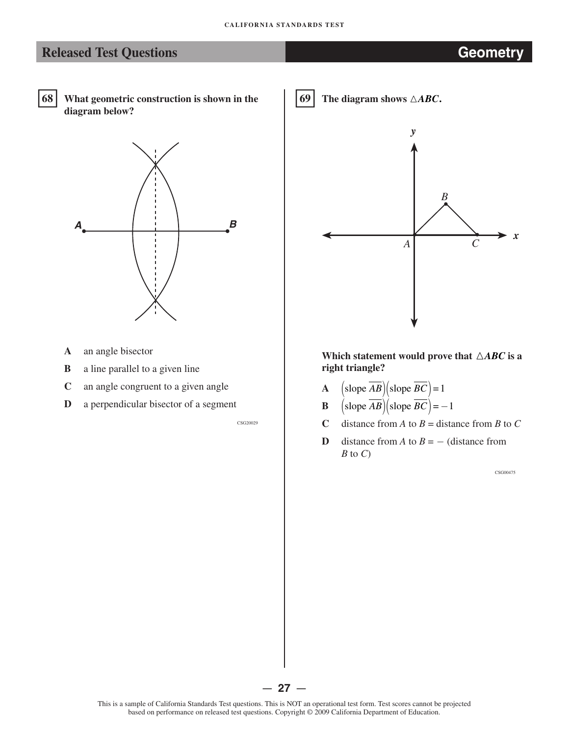## Released Test Questions — Geometry

**68** What geometric construction is shown in the diagram below?

A an angle bisector

B a line parallel to a given line

C an angle congruent to a given angle

D a perpendicular bisector of a segment

CSG20029

**69** The diagram shows $\triangle ABC$.

Which statement would prove that $\triangle ABC$ is a right triangle?

A $\left(\text{slope } \overline{AB}\right)\left(\text{slope } \overline{BC}\right) = 1$

B $\left(\text{slope } \overline{AB}\right)\left(\text{slope } \overline{BC}\right) = -1$

C distance from $A$ to $B$ = distance from $B$ to $C$

D distance from $A$ to $B$ = $-$ (distance from $B$ to $C$)

CSG00475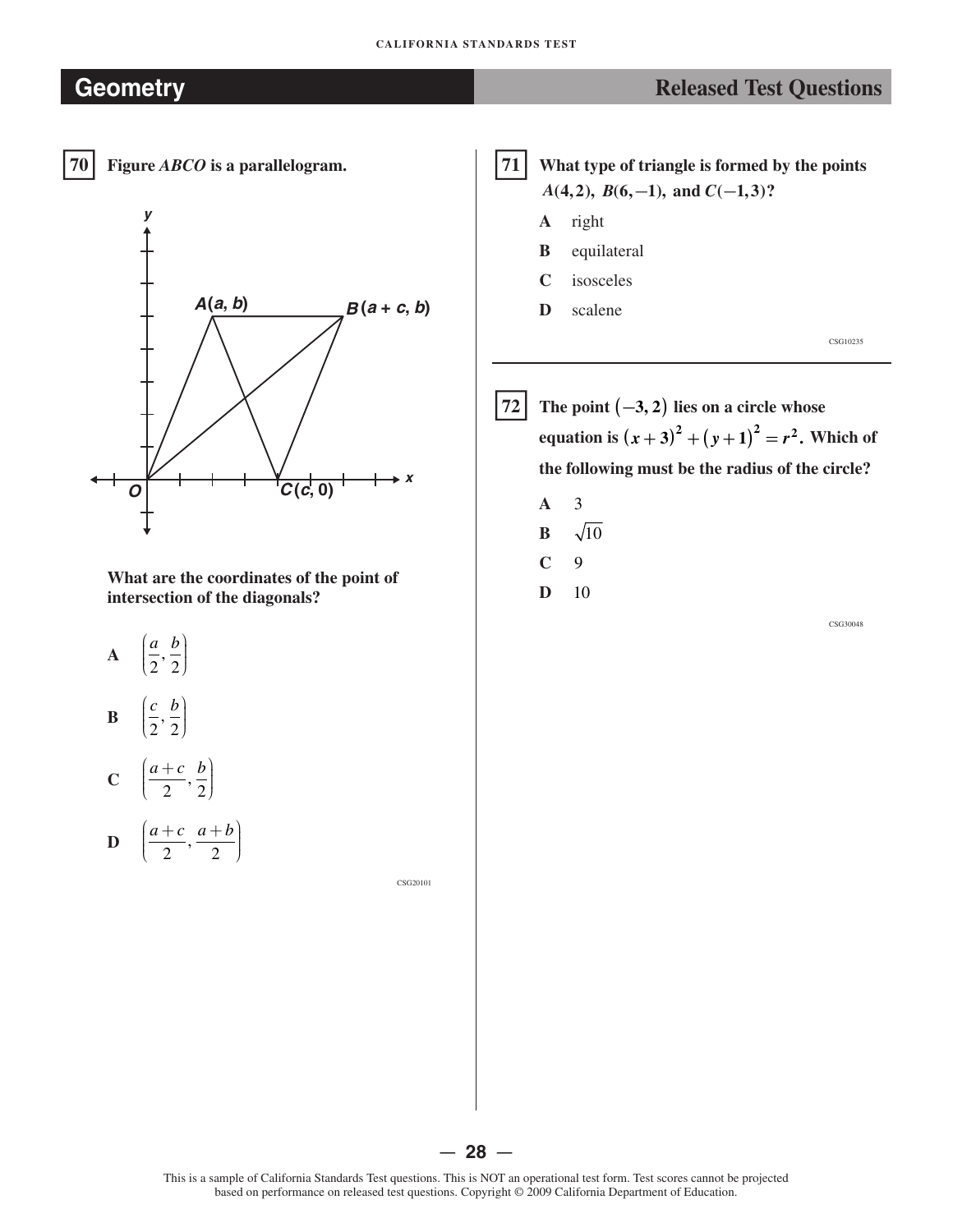## Geometry

## Released Test Questions

**70** **Figure *ABCO* is a parallelogram.**

**What are the coordinates of the point of intersection of the diagonals?**

**A** $\left(\frac{a}{2}, \frac{b}{2}\right)$

**B** $\left(\frac{c}{2}, \frac{b}{2}\right)$

**C** $\left(\frac{a+c}{2}, \frac{b}{2}\right)$

**D** $\left(\frac{a+c}{2}, \frac{a+b}{2}\right)$

CSG20101

**71** **What type of triangle is formed by the points $A(4, 2)$, $B(6, -1)$, and $C(-1, 3)$?**

**A** right

**B** equilateral

**C** isosceles

**D** scalene

CSG10235

**72** **The point $(-3, 2)$ lies on a circle whose equation is $(x+3)^2 + (y+1)^2 = r^2$. Which of the following must be the radius of the circle?**

**A** 3

**B** $\sqrt{10}$

**C** 9

**D** 10

CSG30048

This is a sample of California Standards Test questions. This is NOT an operational test form. Test scores cannot be projected based on performance on released test questions. Copyright © 2009 California Department of Education.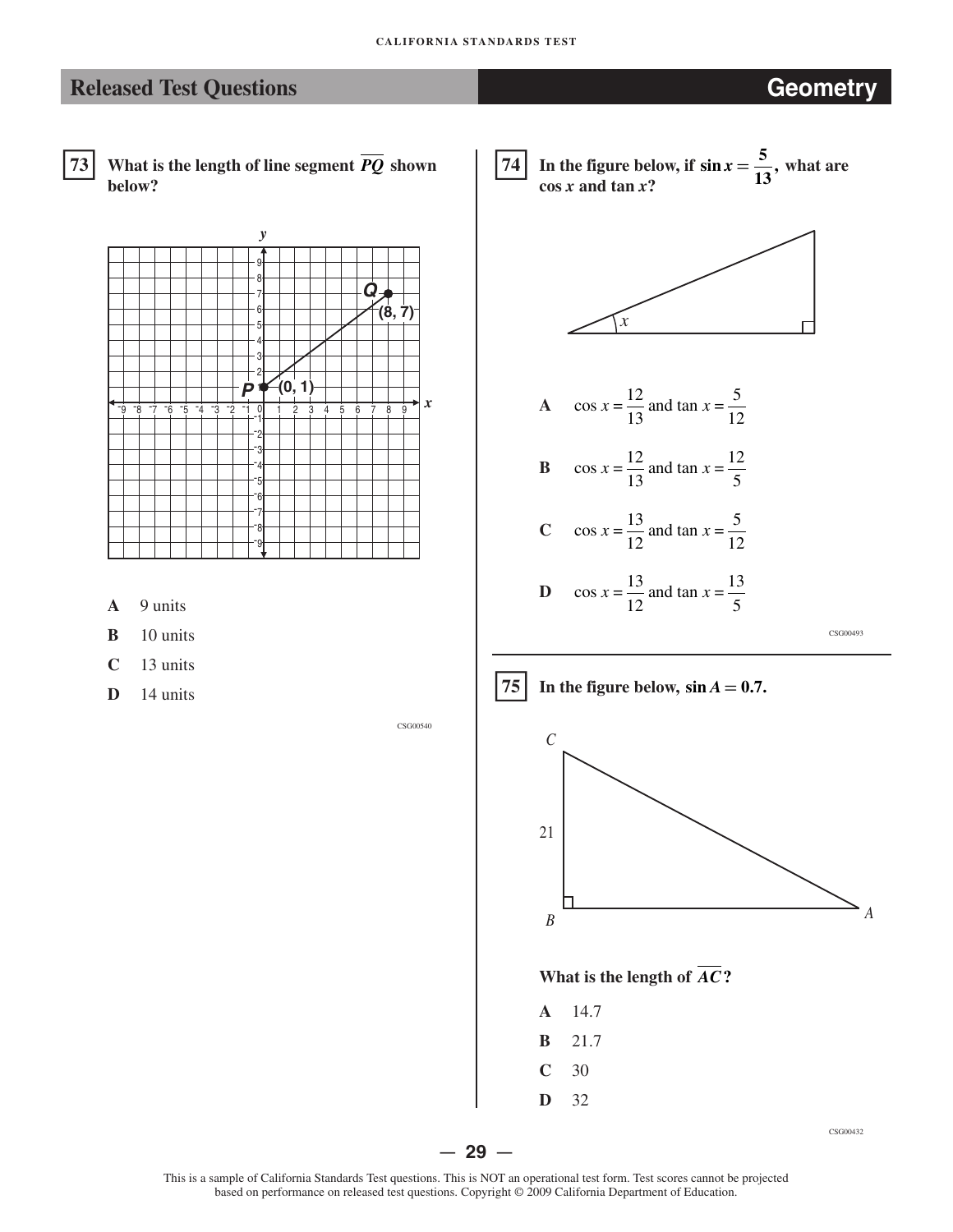## Released Test Questions — Geometry

**73** What is the length of line segment $\overline{PQ}$ shown below?

**A** 9 units

**B** 10 units

**C** 13 units

**D** 14 units

CSG00540

**74** In the figure below, if $\sin x = \frac{5}{13}$, what are $\cos x$ and $\tan x$?

**A** $\cos x = \frac{12}{13}$ and $\tan x = \frac{5}{12}$

**B** $\cos x = \frac{12}{13}$ and $\tan x = \frac{12}{5}$

**C** $\cos x = \frac{13}{12}$ and $\tan x = \frac{5}{12}$

**D** $\cos x = \frac{13}{12}$ and $\tan x = \frac{13}{5}$

CSG00493

**75** In the figure below, $\sin A = 0.7$.

What is the length of $\overline{AC}$?

**A** 14.7

**B** 21.7

**C** 30

**D** 32

CSG00432

This is a sample of California Standards Test questions. This is NOT an operational test form. Test scores cannot be projected based on performance on released test questions. Copyright © 2009 California Department of Education.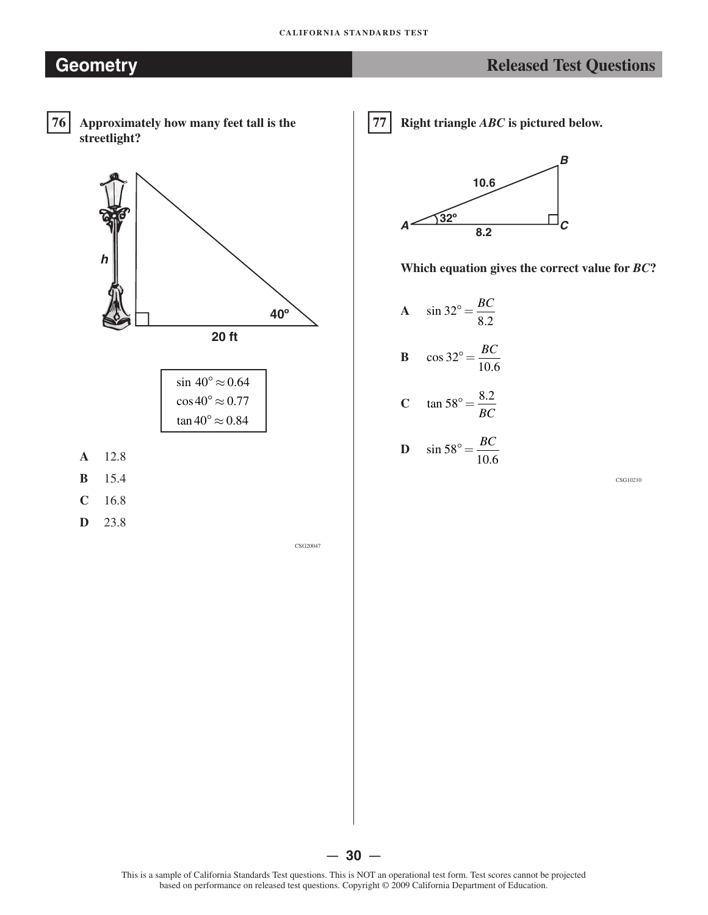**76** Approximately how many feet tall is the streetlight?

h

40°

20 ft

$\sin 40° \approx 0.64$
$\cos 40° \approx 0.77$
$\tan 40° \approx 0.84$

**A** 12.8

**B** 15.4

**C** 16.8

**D** 23.8

CSG20047

**77** Right triangle *ABC* is pictured below.

B

10.6

A 32° C

8.2

Which equation gives the correct value for *BC*?

**A** $\sin 32° = \frac{BC}{8.2}$

**B** $\cos 32° = \frac{BC}{10.6}$

**C** $\tan 58° = \frac{8.2}{BC}$

**D** $\sin 58° = \frac{BC}{10.6}$

CSG10210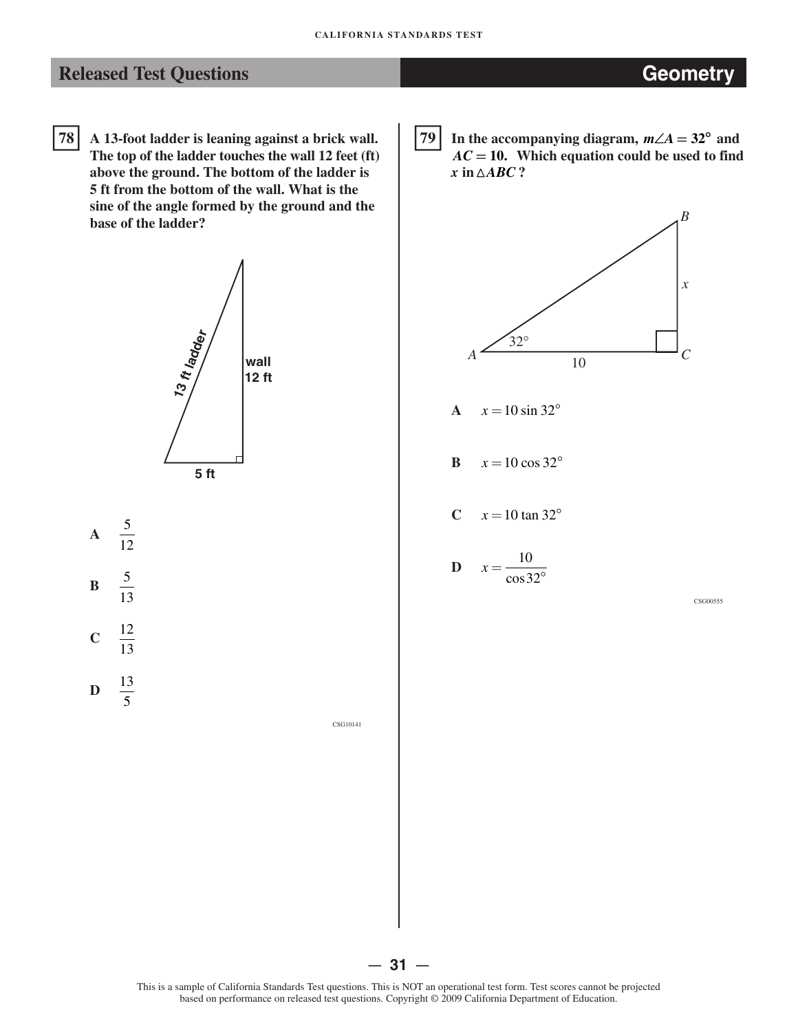## Released Test Questions — Geometry

**78** A 13-foot ladder is leaning against a brick wall. The top of the ladder touches the wall 12 feet (ft) above the ground. The bottom of the ladder is 5 ft from the bottom of the wall. What is the sine of the angle formed by the ground and the base of the ladder?

13 ft ladder

wall
12 ft

5 ft

**A** $\frac{5}{12}$

**B** $\frac{5}{13}$

**C** $\frac{12}{13}$

**D** $\frac{13}{5}$

CSG10141

**79** In the accompanying diagram, $m\angle A = 32°$ and $AC = 10$. Which equation could be used to find $x$ in $\triangle ABC$?

$B$

$x$

$32°$

$A$ $C$

$10$

**A** $x = 10 \sin 32°$

**B** $x = 10 \cos 32°$

**C** $x = 10 \tan 32°$

**D** $x = \frac{10}{\cos 32°}$

CSG00555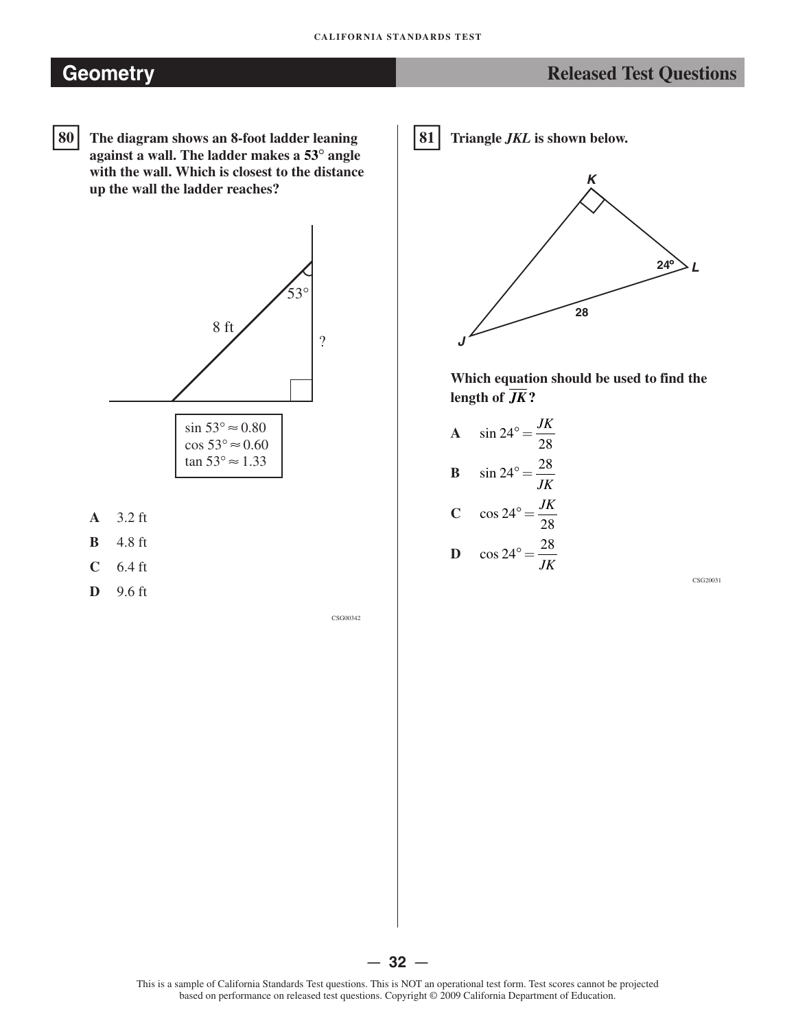**80** The diagram shows an 8-foot ladder leaning against a wall. The ladder makes a 53° angle with the wall. Which is closest to the distance up the wall the ladder reaches?

$\sin 53° \approx 0.80$
$\cos 53° \approx 0.60$
$\tan 53° \approx 1.33$

**A** 3.2 ft

**B** 4.8 ft

**C** 6.4 ft

**D** 9.6 ft

CSG00342

**81** Triangle *JKL* is shown below.

Which equation should be used to find the length of $\overline{JK}$?

**A** $\sin 24° = \frac{JK}{28}$

**B** $\sin 24° = \frac{28}{JK}$

**C** $\cos 24° = \frac{JK}{28}$

**D** $\cos 24° = \frac{28}{JK}$

CSG20031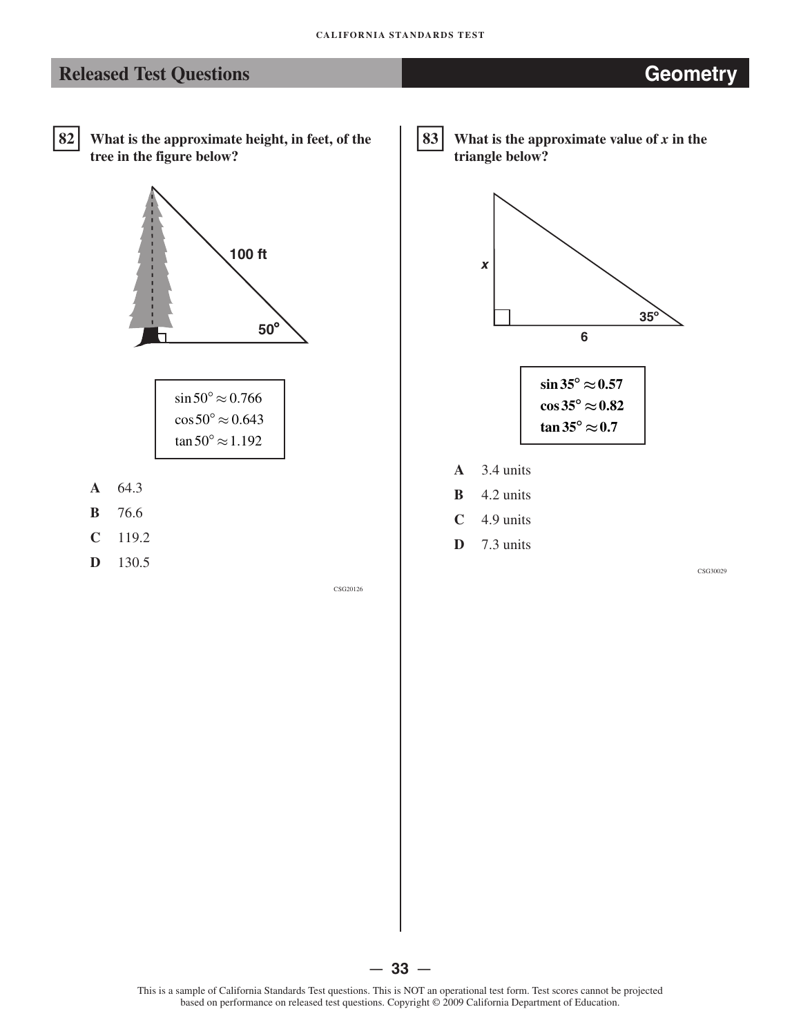## Released Test Questions — Geometry

**82** **What is the approximate height, in feet, of the tree in the figure below?**

100 ft

50°

$\sin 50° \approx 0.766$
$\cos 50° \approx 0.643$
$\tan 50° \approx 1.192$

**A** 64.3

**B** 76.6

**C** 119.2

**D** 130.5

CSG20126

**83** **What is the approximate value of *x* in the triangle below?**

*x*

35°

6

$\sin 35° \approx 0.57$
$\cos 35° \approx 0.82$
$\tan 35° \approx 0.7$

**A** 3.4 units

**B** 4.2 units

**C** 4.9 units

**D** 7.3 units

CSG30029

This is a sample of California Standards Test questions. This is NOT an operational test form. Test scores cannot be projected based on performance on released test questions. Copyright © 2009 California Department of Education.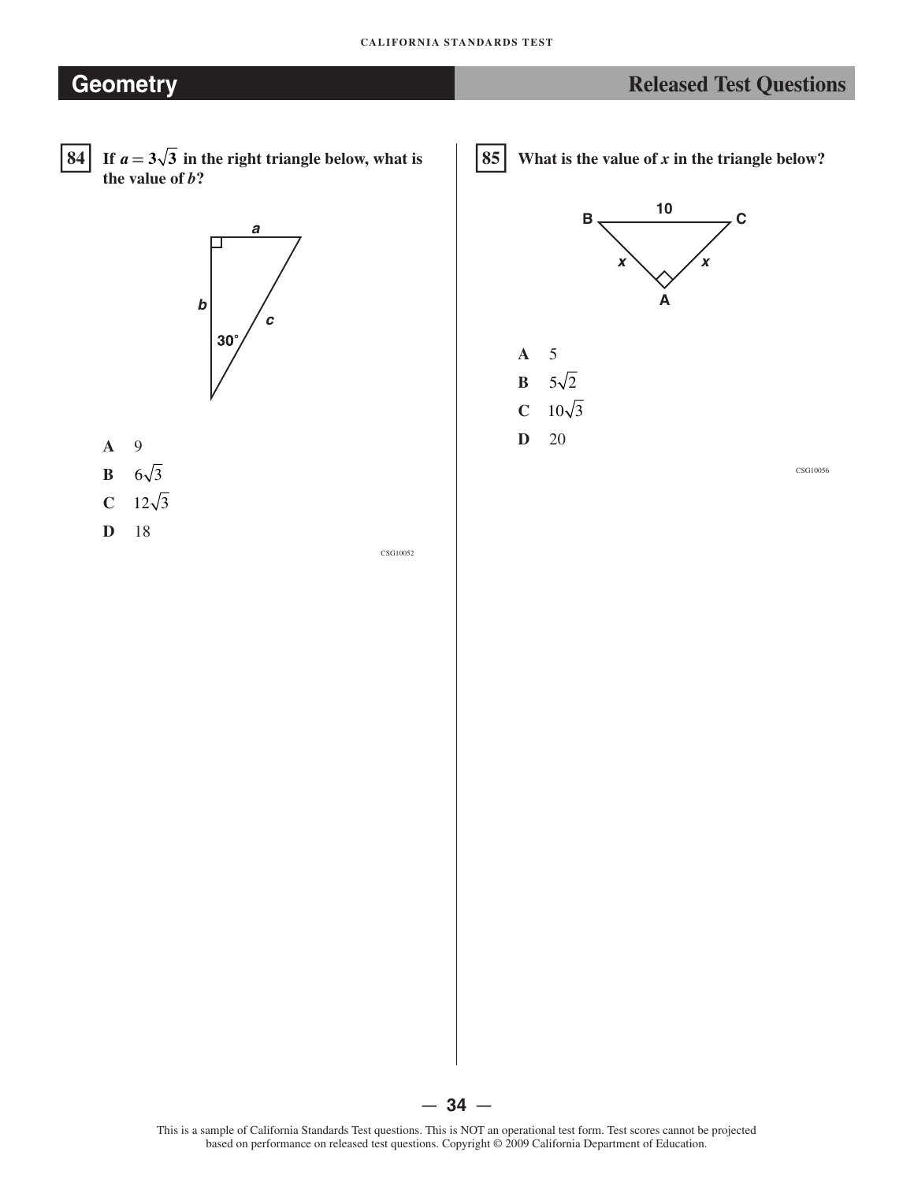## Geometry — Released Test Questions

**84** **If $a = 3\sqrt{3}$ in the right triangle below, what is the value of $b$?**

A 9

B $6\sqrt{3}$

C $12\sqrt{3}$

D 18

CSG10052

**85** **What is the value of $x$ in the triangle below?**

A 5

B $5\sqrt{2}$

C $10\sqrt{3}$

D 20

CSG10056

This is a sample of California Standards Test questions. This is NOT an operational test form. Test scores cannot be projected based on performance on released test questions. Copyright © 2009 California Department of Education.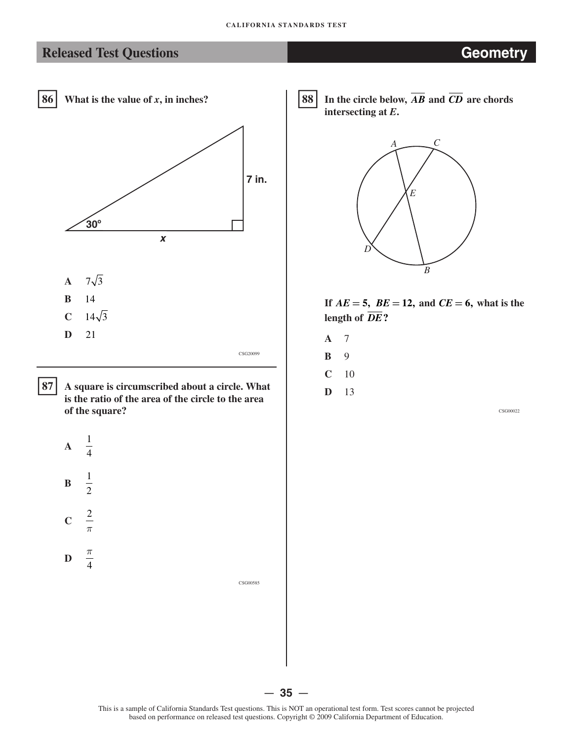## Released Test Questions — Geometry

**86** **What is the value of $x$, in inches?**

A $7\sqrt{3}$

B 14

C $14\sqrt{3}$

D 21

CSG20099

---

**87** **A square is circumscribed about a circle. What is the ratio of the area of the circle to the area of the square?**

A $\frac{1}{4}$

B $\frac{1}{2}$

C $\frac{2}{\pi}$

D $\frac{\pi}{4}$

CSG00585

---

**88** **In the circle below, $\overline{AB}$ and $\overline{CD}$ are chords intersecting at $E$.**

**If $AE = 5$, $BE = 12$, and $CE = 6$, what is the length of $\overline{DE}$?**

A 7

B 9

C 10

D 13

CSG00022

This is a sample of California Standards Test questions. This is NOT an operational test form. Test scores cannot be projected based on performance on released test questions. Copyright © 2009 California Department of Education.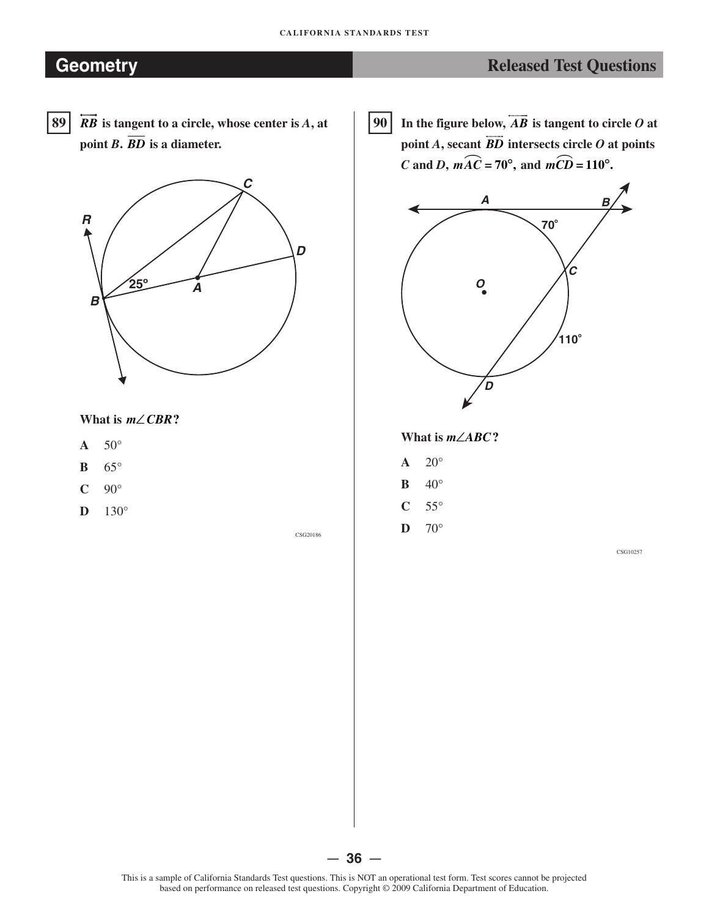## Geometry

## Released Test Questions

**89** $\overleftrightarrow{RB}$ **is tangent to a circle, whose center is** $A$**, at point** $B$**.** $\overline{BD}$ **is a diameter.**

**What is** $m\angle CBR$**?**

- **A** $50°$
- **B** $65°$
- **C** $90°$
- **D** $130°$

CSG20186

**90** **In the figure below,** $\overleftrightarrow{AB}$ **is tangent to circle** $O$ **at point** $A$**, secant** $\overleftrightarrow{BD}$ **intersects circle** $O$ **at points** $C$ **and** $D$**,** $m\overset{\frown}{AC} = 70°$**, and** $m\overset{\frown}{CD} = 110°$**.**

**What is** $m\angle ABC$**?**

- **A** $20°$
- **B** $40°$
- **C** $55°$
- **D** $70°$

CSG10257

This is a sample of California Standards Test questions. This is NOT an operational test form. Test scores cannot be projected based on performance on released test questions. Copyright © 2009 California Department of Education.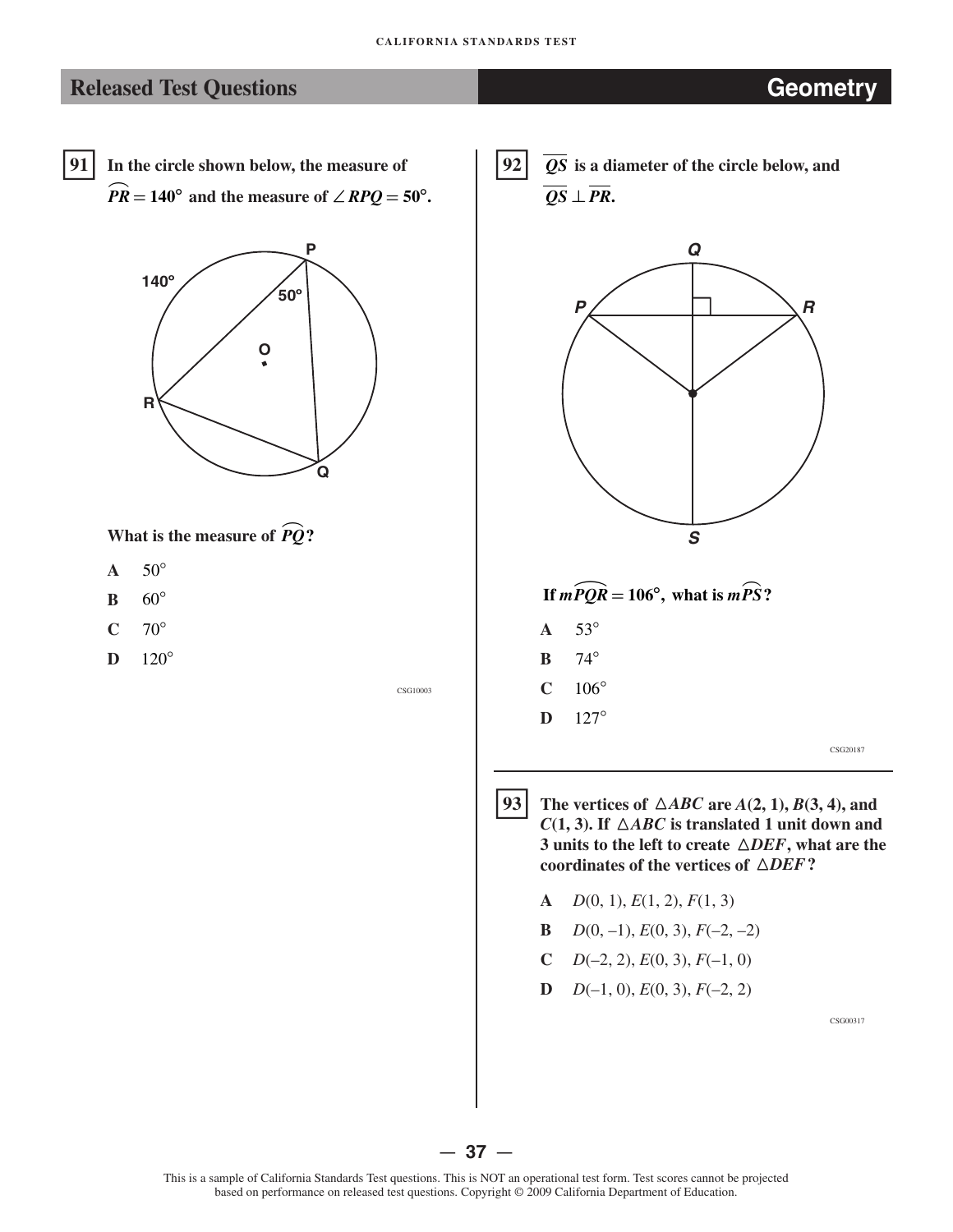## Released Test Questions — Geometry

**91** In the circle shown below, the measure of $\overset{\frown}{PR} = 140°$ and the measure of $\angle RPQ = 50°$.

What is the measure of $\overset{\frown}{PQ}$?

- **A** 50°
- **B** 60°
- **C** 70°
- **D** 120°

CSG10003

**92** $\overline{QS}$ is a diameter of the circle below, and $\overline{QS} \perp \overline{PR}$.

If $m\overset{\frown}{PQR} = 106°$, what is $m\overset{\frown}{PS}$?

- **A** 53°
- **B** 74°
- **C** 106°
- **D** 127°

CSG20187

**93** The vertices of $\triangle ABC$ are $A(2, 1)$, $B(3, 4)$, and $C(1, 3)$. If $\triangle ABC$ is translated 1 unit down and 3 units to the left to create $\triangle DEF$, what are the coordinates of the vertices of $\triangle DEF$?

- **A** $D(0, 1)$, $E(1, 2)$, $F(1, 3)$
- **B** $D(0, -1)$, $E(0, 3)$, $F(-2, -2)$
- **C** $D(-2, 2)$, $E(0, 3)$, $F(-1, 0)$
- **D** $D(-1, 0)$, $E(0, 3)$, $F(-2, 2)$

CSG00317

This is a sample of California Standards Test questions. This is NOT an operational test form. Test scores cannot be projected based on performance on released test questions. Copyright © 2009 California Department of Education.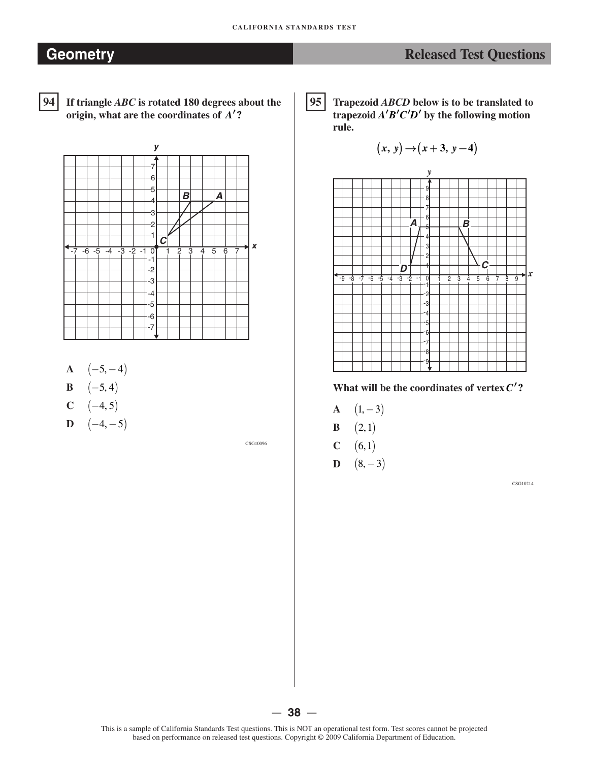## Geometry — Released Test Questions

**94** **If triangle *ABC* is rotated 180 degrees about the origin, what are the coordinates of $A'$?**

- **A** $(-5, -4)$
- **B** $(-5, 4)$
- **C** $(-4, 5)$
- **D** $(-4, -5)$

CSG10096

**95** **Trapezoid *ABCD* below is to be translated to trapezoid $A'B'C'D'$ by the following motion rule.**

$$(x, y) \rightarrow (x + 3, y - 4)$$

**What will be the coordinates of vertex $C'$?**

- **A** $(1, -3)$
- **B** $(2, 1)$
- **C** $(6, 1)$
- **D** $(8, -3)$

CSG10214

This is a sample of California Standards Test questions. This is NOT an operational test form. Test scores cannot be projected based on performance on released test questions. Copyright © 2009 California Department of Education.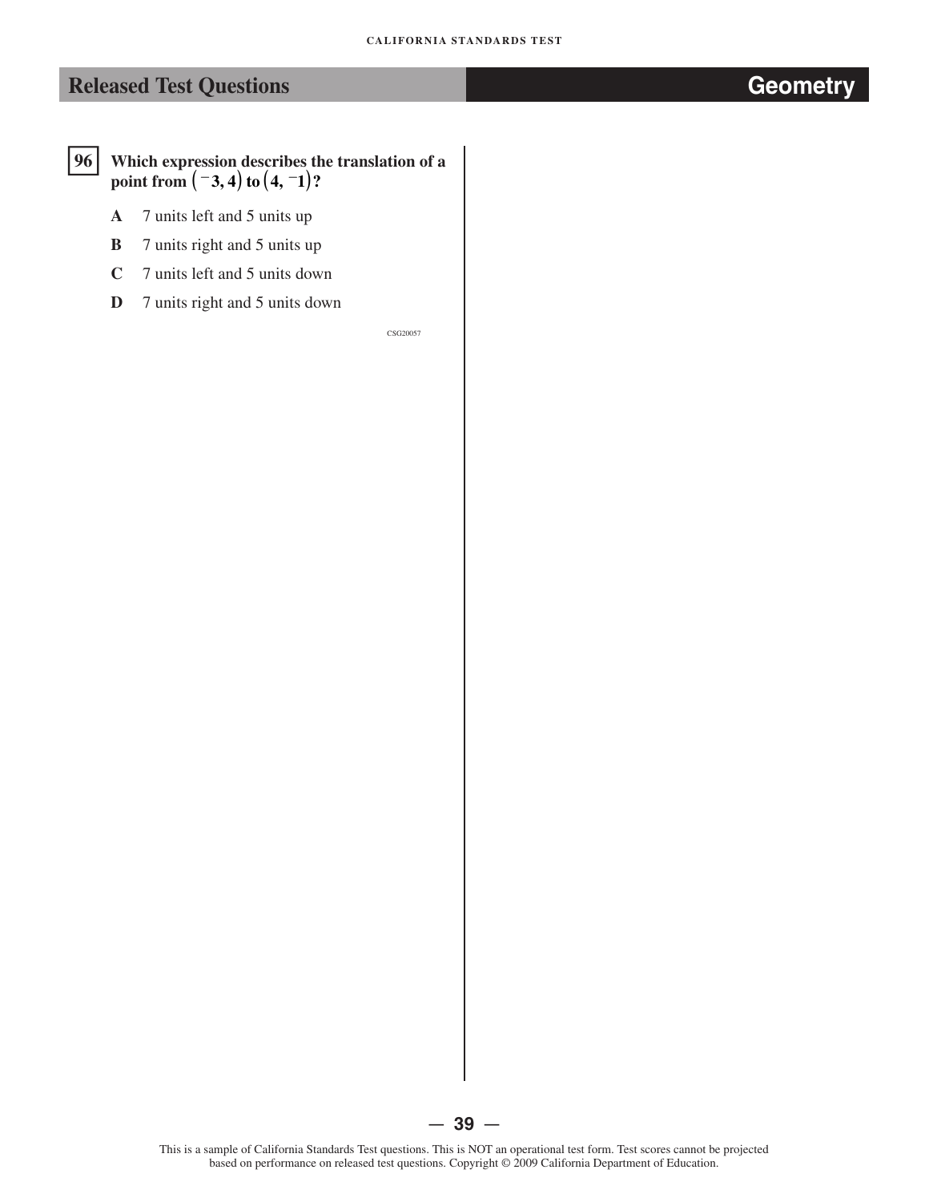## Released Test Questions — Geometry

**96** **Which expression describes the translation of a point from $(^{-}3, 4)$ to $(4, ^{-}1)$?**

- **A** 7 units left and 5 units up
- **B** 7 units right and 5 units up
- **C** 7 units left and 5 units down
- **D** 7 units right and 5 units down

CSG20057

This is a sample of California Standards Test questions. This is NOT an operational test form. Test scores cannot be projected based on performance on released test questions. Copyright © 2009 California Department of Education.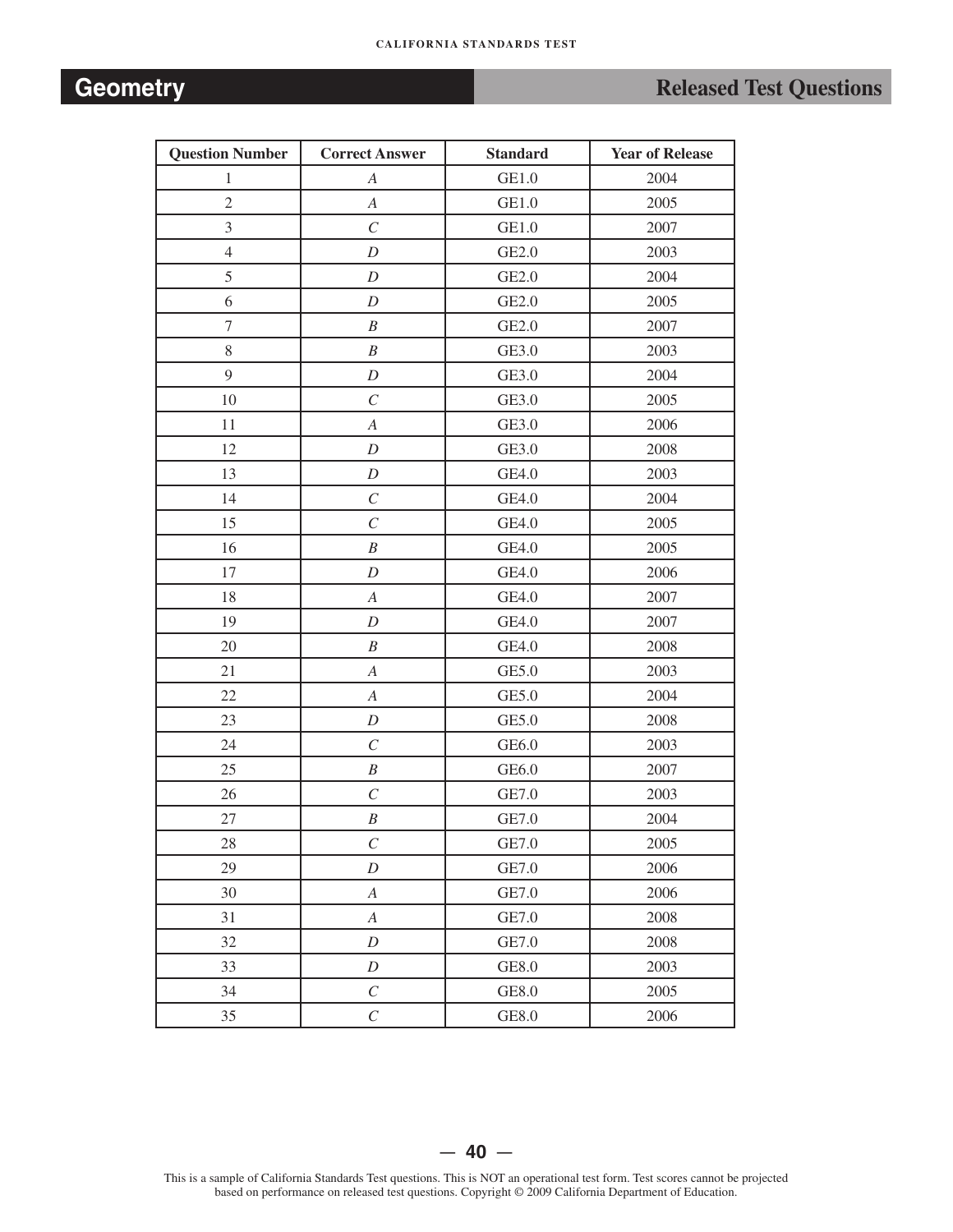# Geometry

## Released Test Questions

| Question Number | Correct Answer | Standard | Year of Release |
| --- | --- | --- | --- |
| 1 | *A* | GE1.0 | 2004 |
| 2 | *A* | GE1.0 | 2005 |
| 3 | *C* | GE1.0 | 2007 |
| 4 | *D* | GE2.0 | 2003 |
| 5 | *D* | GE2.0 | 2004 |
| 6 | *D* | GE2.0 | 2005 |
| 7 | *B* | GE2.0 | 2007 |
| 8 | *B* | GE3.0 | 2003 |
| 9 | *D* | GE3.0 | 2004 |
| 10 | *C* | GE3.0 | 2005 |
| 11 | *A* | GE3.0 | 2006 |
| 12 | *D* | GE3.0 | 2008 |
| 13 | *D* | GE4.0 | 2003 |
| 14 | *C* | GE4.0 | 2004 |
| 15 | *C* | GE4.0 | 2005 |
| 16 | *B* | GE4.0 | 2005 |
| 17 | *D* | GE4.0 | 2006 |
| 18 | *A* | GE4.0 | 2007 |
| 19 | *D* | GE4.0 | 2007 |
| 20 | *B* | GE4.0 | 2008 |
| 21 | *A* | GE5.0 | 2003 |
| 22 | *A* | GE5.0 | 2004 |
| 23 | *D* | GE5.0 | 2008 |
| 24 | *C* | GE6.0 | 2003 |
| 25 | *B* | GE6.0 | 2007 |
| 26 | *C* | GE7.0 | 2003 |
| 27 | *B* | GE7.0 | 2004 |
| 28 | *C* | GE7.0 | 2005 |
| 29 | *D* | GE7.0 | 2006 |
| 30 | *A* | GE7.0 | 2006 |
| 31 | *A* | GE7.0 | 2008 |
| 32 | *D* | GE7.0 | 2008 |
| 33 | *D* | GE8.0 | 2003 |
| 34 | *C* | GE8.0 | 2005 |
| 35 | *C* | GE8.0 | 2006 |

This is a sample of California Standards Test questions. This is NOT an operational test form. Test scores cannot be projected based on performance on released test questions. Copyright © 2009 California Department of Education.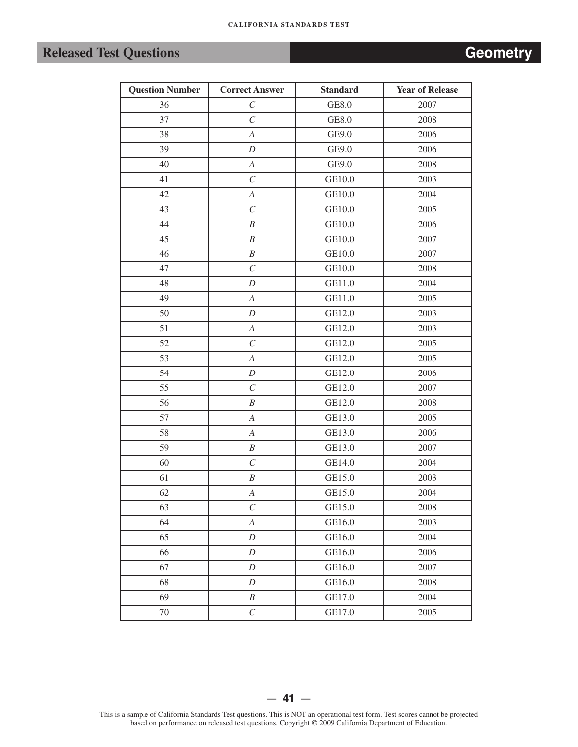| Question Number | Correct Answer | Standard | Year of Release |
|---|---|---|---|
| 36 | *C* | GE8.0 | 2007 |
| 37 | *C* | GE8.0 | 2008 |
| 38 | *A* | GE9.0 | 2006 |
| 39 | *D* | GE9.0 | 2006 |
| 40 | *A* | GE9.0 | 2008 |
| 41 | *C* | GE10.0 | 2003 |
| 42 | *A* | GE10.0 | 2004 |
| 43 | *C* | GE10.0 | 2005 |
| 44 | *B* | GE10.0 | 2006 |
| 45 | *B* | GE10.0 | 2007 |
| 46 | *B* | GE10.0 | 2007 |
| 47 | *C* | GE10.0 | 2008 |
| 48 | *D* | GE11.0 | 2004 |
| 49 | *A* | GE11.0 | 2005 |
| 50 | *D* | GE12.0 | 2003 |
| 51 | *A* | GE12.0 | 2003 |
| 52 | *C* | GE12.0 | 2005 |
| 53 | *A* | GE12.0 | 2005 |
| 54 | *D* | GE12.0 | 2006 |
| 55 | *C* | GE12.0 | 2007 |
| 56 | *B* | GE12.0 | 2008 |
| 57 | *A* | GE13.0 | 2005 |
| 58 | *A* | GE13.0 | 2006 |
| 59 | *B* | GE13.0 | 2007 |
| 60 | *C* | GE14.0 | 2004 |
| 61 | *B* | GE15.0 | 2003 |
| 62 | *A* | GE15.0 | 2004 |
| 63 | *C* | GE15.0 | 2008 |
| 64 | *A* | GE16.0 | 2003 |
| 65 | *D* | GE16.0 | 2004 |
| 66 | *D* | GE16.0 | 2006 |
| 67 | *D* | GE16.0 | 2007 |
| 68 | *D* | GE16.0 | 2008 |
| 69 | *B* | GE17.0 | 2004 |
| 70 | *C* | GE17.0 | 2005 |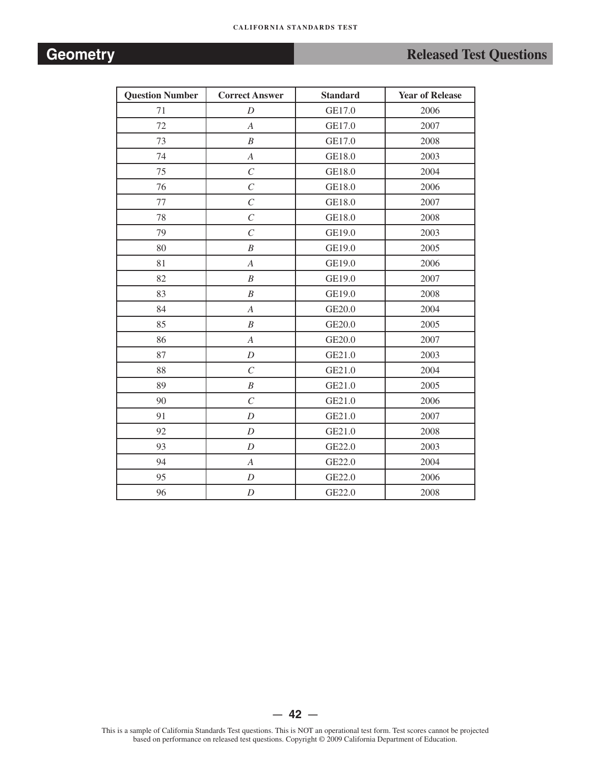| Question Number | Correct Answer | Standard | Year of Release |
| --- | --- | --- | --- |
| 71 | *D* | GE17.0 | 2006 |
| 72 | *A* | GE17.0 | 2007 |
| 73 | *B* | GE17.0 | 2008 |
| 74 | *A* | GE18.0 | 2003 |
| 75 | *C* | GE18.0 | 2004 |
| 76 | *C* | GE18.0 | 2006 |
| 77 | *C* | GE18.0 | 2007 |
| 78 | *C* | GE18.0 | 2008 |
| 79 | *C* | GE19.0 | 2003 |
| 80 | *B* | GE19.0 | 2005 |
| 81 | *A* | GE19.0 | 2006 |
| 82 | *B* | GE19.0 | 2007 |
| 83 | *B* | GE19.0 | 2008 |
| 84 | *A* | GE20.0 | 2004 |
| 85 | *B* | GE20.0 | 2005 |
| 86 | *A* | GE20.0 | 2007 |
| 87 | *D* | GE21.0 | 2003 |
| 88 | *C* | GE21.0 | 2004 |
| 89 | *B* | GE21.0 | 2005 |
| 90 | *C* | GE21.0 | 2006 |
| 91 | *D* | GE21.0 | 2007 |
| 92 | *D* | GE21.0 | 2008 |
| 93 | *D* | GE22.0 | 2003 |
| 94 | *A* | GE22.0 | 2004 |
| 95 | *D* | GE22.0 | 2006 |
| 96 | *D* | GE22.0 | 2008 |